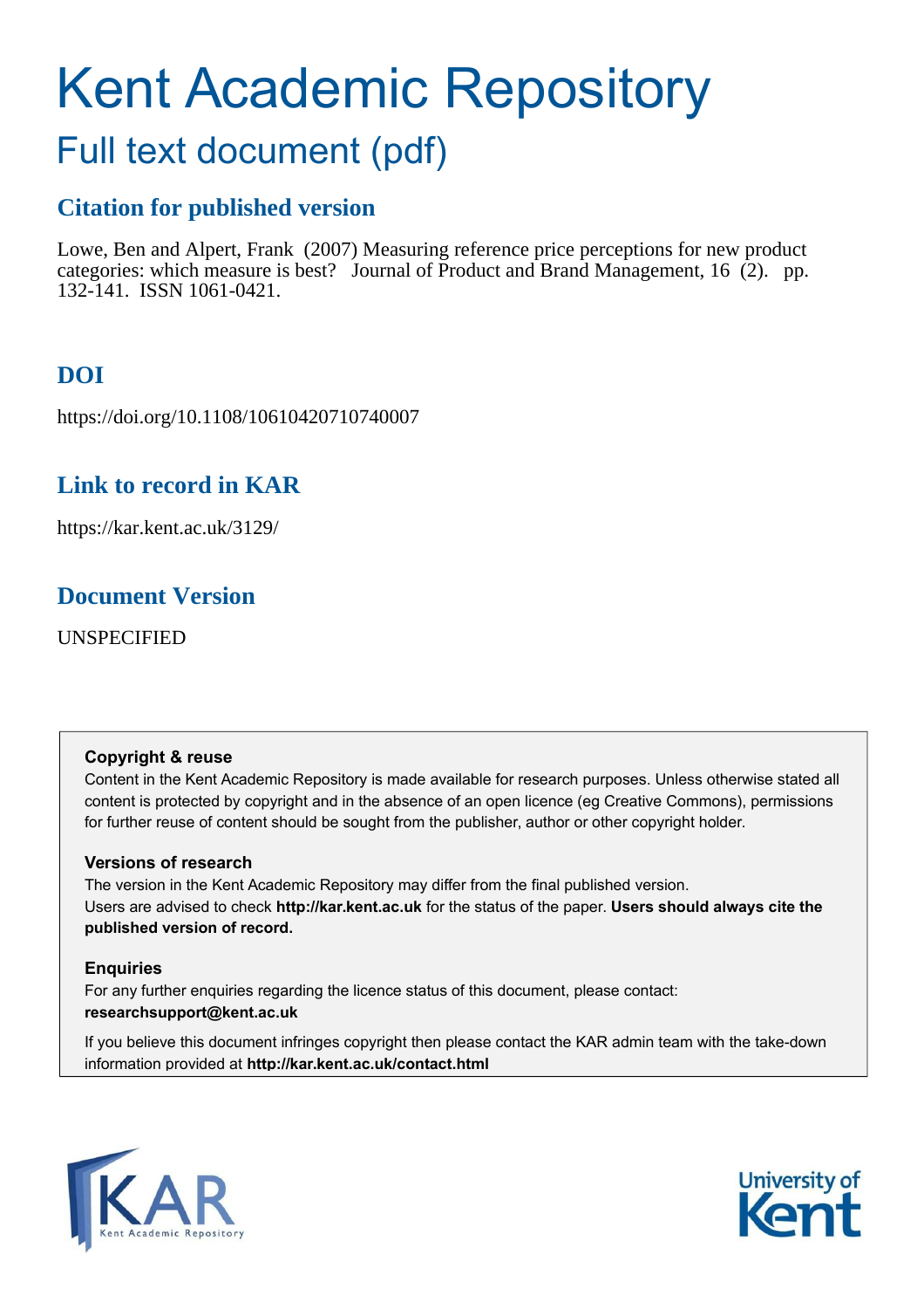# Kent Academic Repository

## Full text document (pdf)

### Citation for published version

Lowe, Ben and Alpert, Frank (2007) Measuring reference price perceptions for new product categories: which measure is best? Journal of Product and Brand Management, 16 (2). pp. 132-141. ISSN 1061-0421.

### DOI

https://doi.org/10.1108/10610420710740007

### Link to record in KAR

https://kar.kent.ac.uk/3129/

### Document Version

UNSPECIFIED

**Copyright & reuse**

Content in the Kent Academic Repository is made available for research purposes. Unless otherwise stated all content is protected by copyright and in the absence of an open licence (eg Creative Commons), permissions for further reuse of content should be sought from the publisher, author or other copyright holder.

**Versions of research**

The version in the Kent Academic Repository may differ from the final published version. Users are advised to check **http://kar.kent.ac.uk** for the status of the paper. **Users should always cite the published version of record.**

**Enquiries**

For any further enquiries regarding the licence status of this document, please contact: **researchsupport@kent.ac.uk**

If you believe this document infringes copyright then please contact the KAR admin team with the take-down information provided at **http://kar.kent.ac.uk/contact.html**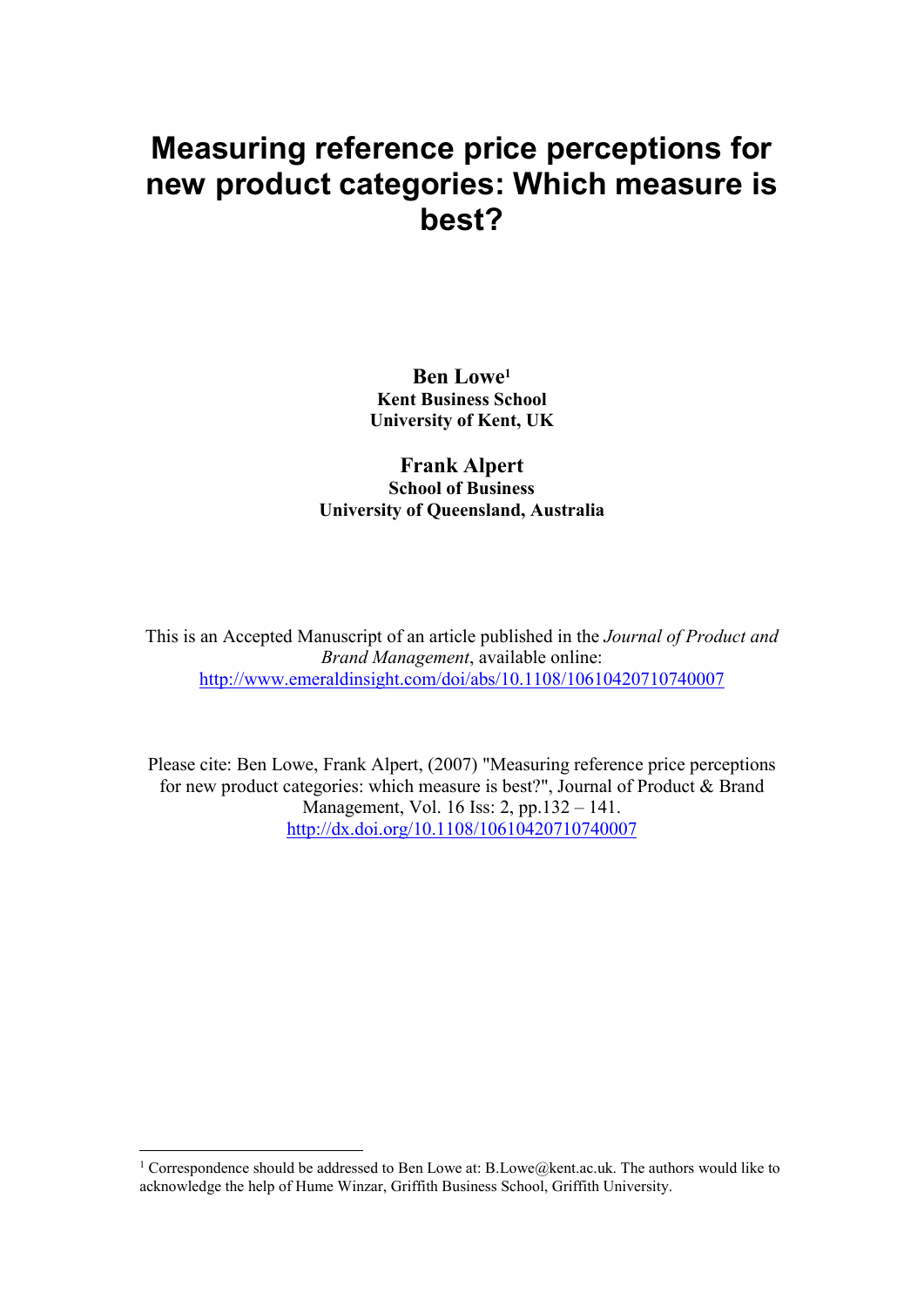# Measuring reference price perceptions for new product categories: Which measure is best?

**Ben Lowe**[1]
**Kent Business School**
**University of Kent, UK**

**Frank Alpert**
**School of Business**
**University of Queensland, Australia**

This is an Accepted Manuscript of an article published in the *Journal of Product and Brand Management*, available online: http://www.emeraldinsight.com/doi/abs/10.1108/10610420710740007

Please cite: Ben Lowe, Frank Alpert, (2007) "Measuring reference price perceptions for new product categories: which measure is best?", Journal of Product & Brand Management, Vol. 16 Iss: 2, pp.132 – 141. http://dx.doi.org/10.1108/10610420710740007

[1] Correspondence should be addressed to Ben Lowe at: B.Lowe@kent.ac.uk. The authors would like to acknowledge the help of Hume Winzar, Griffith Business School, Griffith University.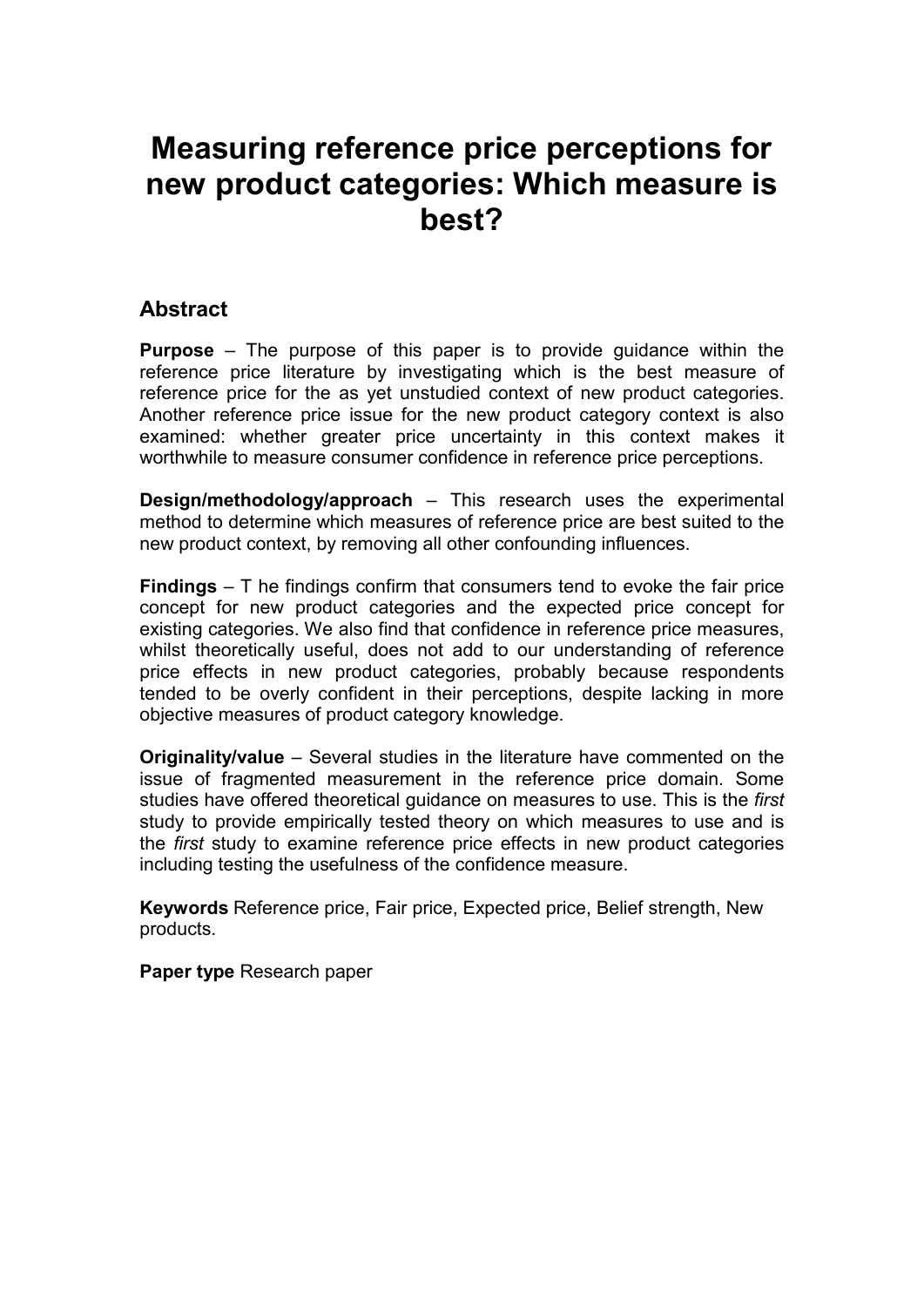# Measuring reference price perceptions for new product categories: Which measure is best?

## Abstract

**Purpose** – The purpose of this paper is to provide guidance within the reference price literature by investigating which is the best measure of reference price for the as yet unstudied context of new product categories. Another reference price issue for the new product category context is also examined: whether greater price uncertainty in this context makes it worthwhile to measure consumer confidence in reference price perceptions.

**Design/methodology/approach** – This research uses the experimental method to determine which measures of reference price are best suited to the new product context, by removing all other confounding influences.

**Findings** – T he findings confirm that consumers tend to evoke the fair price concept for new product categories and the expected price concept for existing categories. We also find that confidence in reference price measures, whilst theoretically useful, does not add to our understanding of reference price effects in new product categories, probably because respondents tended to be overly confident in their perceptions, despite lacking in more objective measures of product category knowledge.

**Originality/value** – Several studies in the literature have commented on the issue of fragmented measurement in the reference price domain. Some studies have offered theoretical guidance on measures to use. This is the *first* study to provide empirically tested theory on which measures to use and is the *first* study to examine reference price effects in new product categories including testing the usefulness of the confidence measure.

**Keywords** Reference price, Fair price, Expected price, Belief strength, New products.

**Paper type** Research paper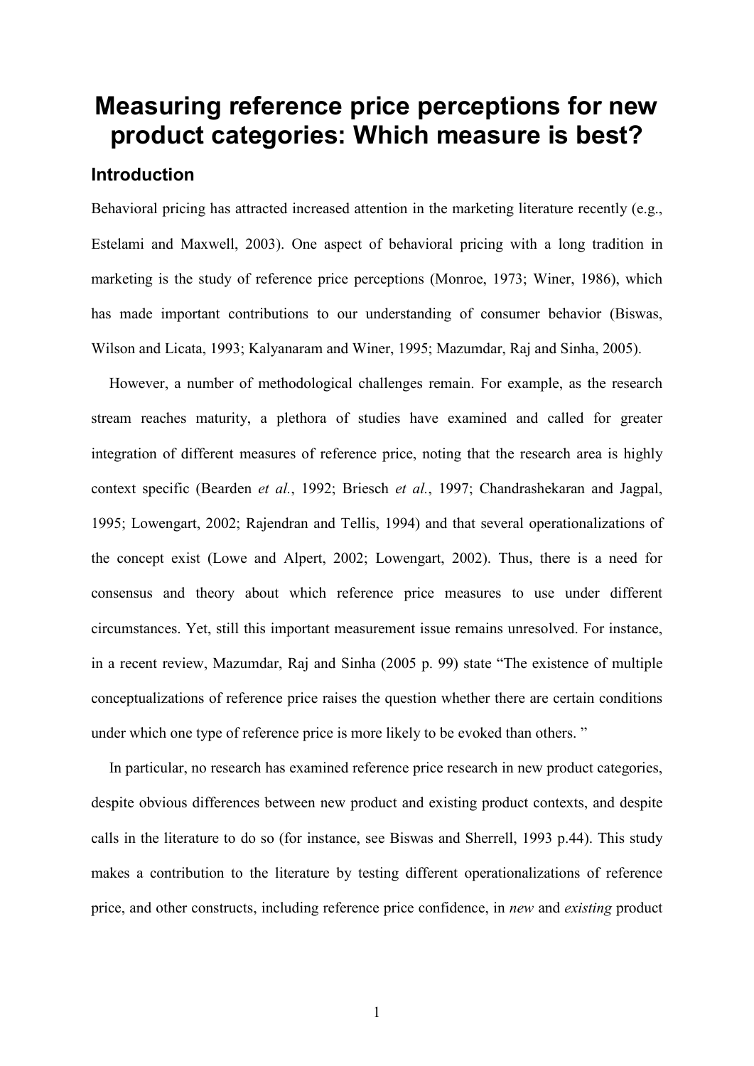# Measuring reference price perceptions for new product categories: Which measure is best?

## Introduction

Behavioral pricing has attracted increased attention in the marketing literature recently (e.g., Estelami and Maxwell, 2003). One aspect of behavioral pricing with a long tradition in marketing is the study of reference price perceptions (Monroe, 1973; Winer, 1986), which has made important contributions to our understanding of consumer behavior (Biswas, Wilson and Licata, 1993; Kalyanaram and Winer, 1995; Mazumdar, Raj and Sinha, 2005).

However, a number of methodological challenges remain. For example, as the research stream reaches maturity, a plethora of studies have examined and called for greater integration of different measures of reference price, noting that the research area is highly context specific (Bearden *et al.*, 1992; Briesch *et al.*, 1997; Chandrashekaran and Jagpal, 1995; Lowengart, 2002; Rajendran and Tellis, 1994) and that several operationalizations of the concept exist (Lowe and Alpert, 2002; Lowengart, 2002). Thus, there is a need for consensus and theory about which reference price measures to use under different circumstances. Yet, still this important measurement issue remains unresolved. For instance, in a recent review, Mazumdar, Raj and Sinha (2005 p. 99) state "The existence of multiple conceptualizations of reference price raises the question whether there are certain conditions under which one type of reference price is more likely to be evoked than others. "

In particular, no research has examined reference price research in new product categories, despite obvious differences between new product and existing product contexts, and despite calls in the literature to do so (for instance, see Biswas and Sherrell, 1993 p.44). This study makes a contribution to the literature by testing different operationalizations of reference price, and other constructs, including reference price confidence, in *new* and *existing* product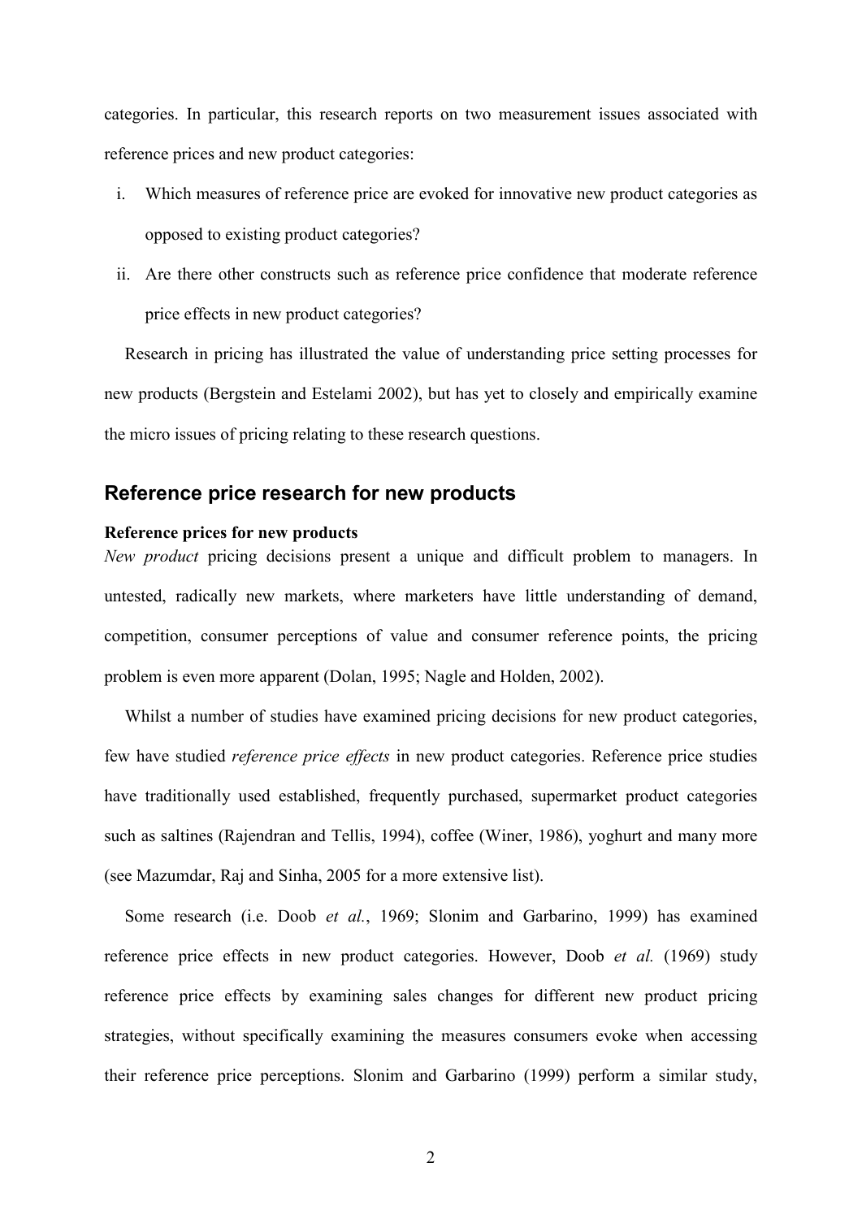categories. In particular, this research reports on two measurement issues associated with reference prices and new product categories:

i. Which measures of reference price are evoked for innovative new product categories as opposed to existing product categories?
ii. Are there other constructs such as reference price confidence that moderate reference price effects in new product categories?

Research in pricing has illustrated the value of understanding price setting processes for new products (Bergstein and Estelami 2002), but has yet to closely and empirically examine the micro issues of pricing relating to these research questions.

## Reference price research for new products

### Reference prices for new products

*New product* pricing decisions present a unique and difficult problem to managers. In untested, radically new markets, where marketers have little understanding of demand, competition, consumer perceptions of value and consumer reference points, the pricing problem is even more apparent (Dolan, 1995; Nagle and Holden, 2002).

Whilst a number of studies have examined pricing decisions for new product categories, few have studied *reference price effects* in new product categories. Reference price studies have traditionally used established, frequently purchased, supermarket product categories such as saltines (Rajendran and Tellis, 1994), coffee (Winer, 1986), yoghurt and many more (see Mazumdar, Raj and Sinha, 2005 for a more extensive list).

Some research (i.e. Doob *et al.*, 1969; Slonim and Garbarino, 1999) has examined reference price effects in new product categories. However, Doob *et al.* (1969) study reference price effects by examining sales changes for different new product pricing strategies, without specifically examining the measures consumers evoke when accessing their reference price perceptions. Slonim and Garbarino (1999) perform a similar study,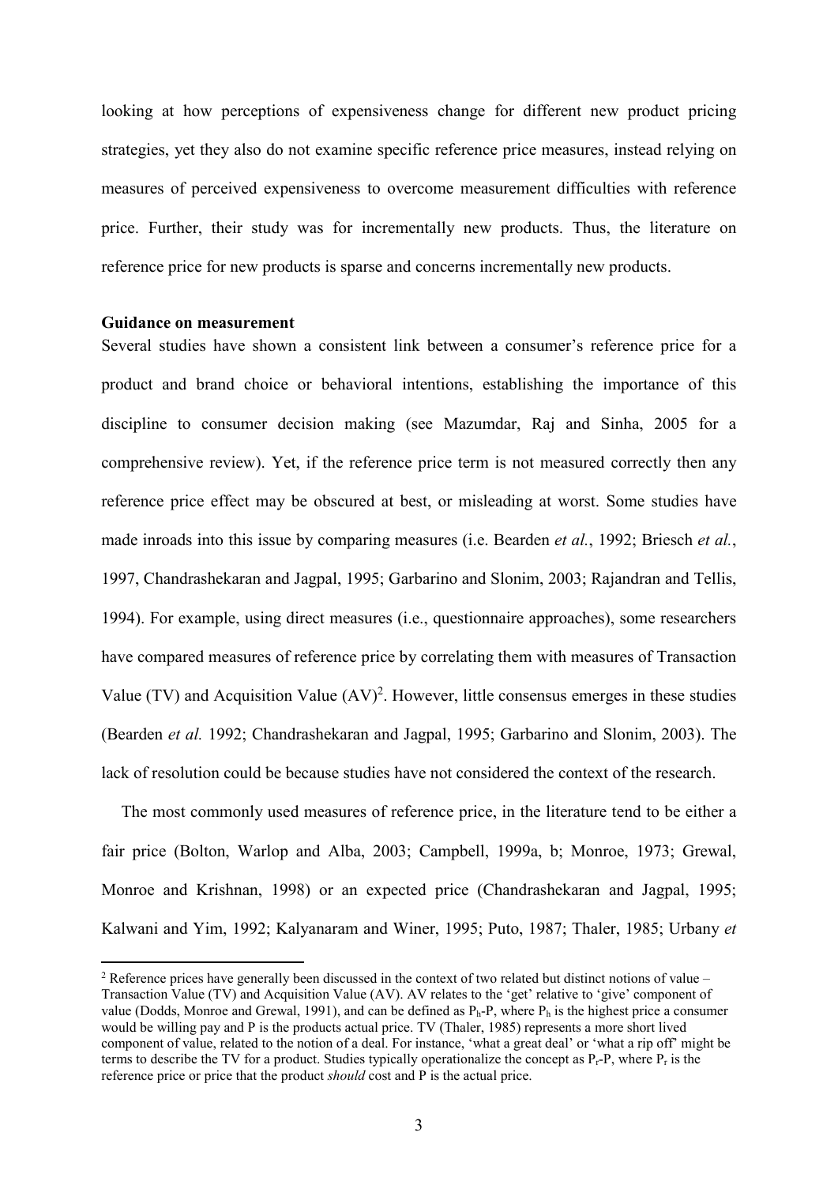looking at how perceptions of expensiveness change for different new product pricing strategies, yet they also do not examine specific reference price measures, instead relying on measures of perceived expensiveness to overcome measurement difficulties with reference price. Further, their study was for incrementally new products. Thus, the literature on reference price for new products is sparse and concerns incrementally new products.

**Guidance on measurement**

Several studies have shown a consistent link between a consumer's reference price for a product and brand choice or behavioral intentions, establishing the importance of this discipline to consumer decision making (see Mazumdar, Raj and Sinha, 2005 for a comprehensive review). Yet, if the reference price term is not measured correctly then any reference price effect may be obscured at best, or misleading at worst. Some studies have made inroads into this issue by comparing measures (i.e. Bearden *et al.*, 1992; Briesch *et al.*, 1997, Chandrashekaran and Jagpal, 1995; Garbarino and Slonim, 2003; Rajandran and Tellis, 1994). For example, using direct measures (i.e., questionnaire approaches), some researchers have compared measures of reference price by correlating them with measures of Transaction Value (TV) and Acquisition Value (AV)[2]. However, little consensus emerges in these studies (Bearden *et al.* 1992; Chandrashekaran and Jagpal, 1995; Garbarino and Slonim, 2003). The lack of resolution could be because studies have not considered the context of the research.

The most commonly used measures of reference price, in the literature tend to be either a fair price (Bolton, Warlop and Alba, 2003; Campbell, 1999a, b; Monroe, 1973; Grewal, Monroe and Krishnan, 1998) or an expected price (Chandrashekaran and Jagpal, 1995; Kalwani and Yim, 1992; Kalyanaram and Winer, 1995; Puto, 1987; Thaler, 1985; Urbany *et*

---

[2] Reference prices have generally been discussed in the context of two related but distinct notions of value – Transaction Value (TV) and Acquisition Value (AV). AV relates to the 'get' relative to 'give' component of value (Dodds, Monroe and Grewal, 1991), and can be defined as $P_h$-P, where $P_h$ is the highest price a consumer would be willing pay and P is the products actual price. TV (Thaler, 1985) represents a more short lived component of value, related to the notion of a deal. For instance, 'what a great deal' or 'what a rip off' might be terms to describe the TV for a product. Studies typically operationalize the concept as $P_r$-P, where $P_r$ is the reference price or price that the product *should* cost and P is the actual price.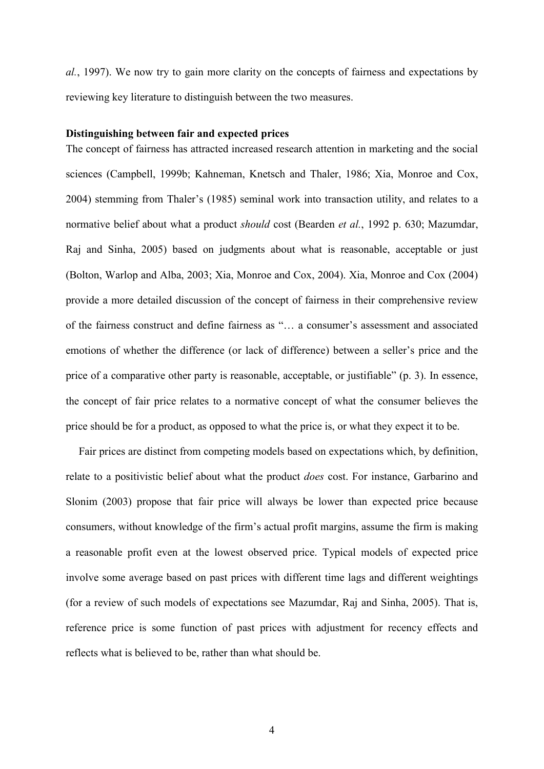*al.*, 1997). We now try to gain more clarity on the concepts of fairness and expectations by reviewing key literature to distinguish between the two measures.

**Distinguishing between fair and expected prices**

The concept of fairness has attracted increased research attention in marketing and the social sciences (Campbell, 1999b; Kahneman, Knetsch and Thaler, 1986; Xia, Monroe and Cox, 2004) stemming from Thaler's (1985) seminal work into transaction utility, and relates to a normative belief about what a product *should* cost (Bearden *et al.*, 1992 p. 630; Mazumdar, Raj and Sinha, 2005) based on judgments about what is reasonable, acceptable or just (Bolton, Warlop and Alba, 2003; Xia, Monroe and Cox, 2004). Xia, Monroe and Cox (2004) provide a more detailed discussion of the concept of fairness in their comprehensive review of the fairness construct and define fairness as "… a consumer's assessment and associated emotions of whether the difference (or lack of difference) between a seller's price and the price of a comparative other party is reasonable, acceptable, or justifiable" (p. 3). In essence, the concept of fair price relates to a normative concept of what the consumer believes the price should be for a product, as opposed to what the price is, or what they expect it to be.

Fair prices are distinct from competing models based on expectations which, by definition, relate to a positivistic belief about what the product *does* cost. For instance, Garbarino and Slonim (2003) propose that fair price will always be lower than expected price because consumers, without knowledge of the firm's actual profit margins, assume the firm is making a reasonable profit even at the lowest observed price. Typical models of expected price involve some average based on past prices with different time lags and different weightings (for a review of such models of expectations see Mazumdar, Raj and Sinha, 2005). That is, reference price is some function of past prices with adjustment for recency effects and reflects what is believed to be, rather than what should be.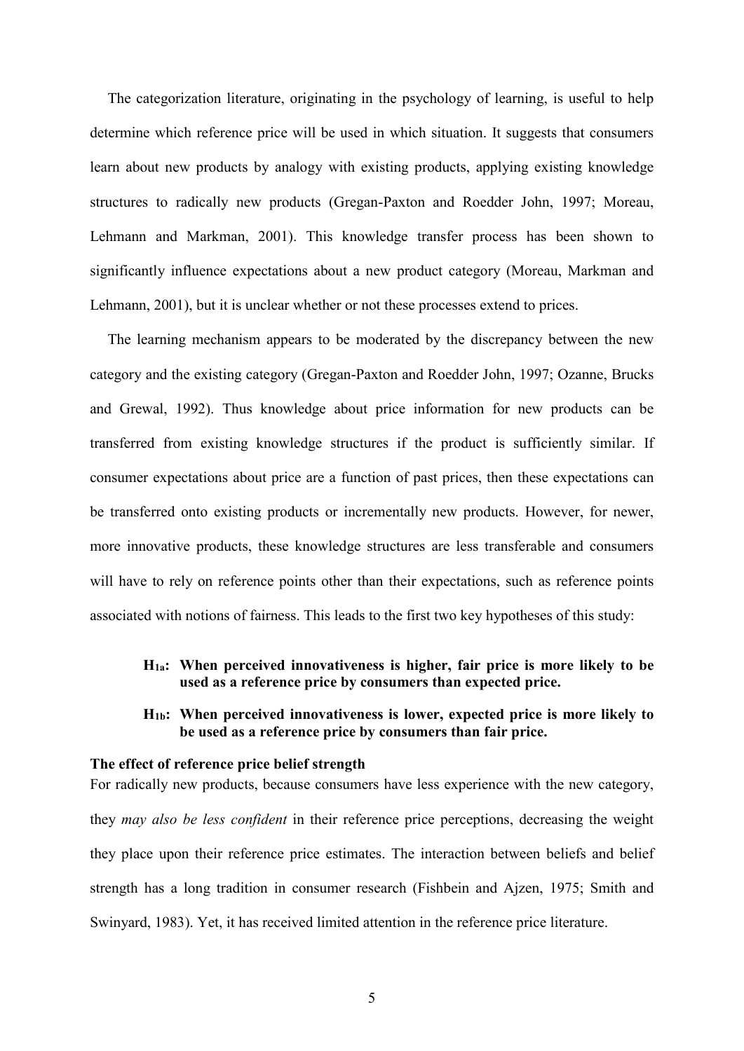The categorization literature, originating in the psychology of learning, is useful to help determine which reference price will be used in which situation. It suggests that consumers learn about new products by analogy with existing products, applying existing knowledge structures to radically new products (Gregan-Paxton and Roedder John, 1997; Moreau, Lehmann and Markman, 2001). This knowledge transfer process has been shown to significantly influence expectations about a new product category (Moreau, Markman and Lehmann, 2001), but it is unclear whether or not these processes extend to prices.

The learning mechanism appears to be moderated by the discrepancy between the new category and the existing category (Gregan-Paxton and Roedder John, 1997; Ozanne, Brucks and Grewal, 1992). Thus knowledge about price information for new products can be transferred from existing knowledge structures if the product is sufficiently similar. If consumer expectations about price are a function of past prices, then these expectations can be transferred onto existing products or incrementally new products. However, for newer, more innovative products, these knowledge structures are less transferable and consumers will have to rely on reference points other than their expectations, such as reference points associated with notions of fairness. This leads to the first two key hypotheses of this study:

> **$H_{1a}$: When perceived innovativeness is higher, fair price is more likely to be used as a reference price by consumers than expected price.**
>
> **$H_{1b}$: When perceived innovativeness is lower, expected price is more likely to be used as a reference price by consumers than fair price.**

**The effect of reference price belief strength**

For radically new products, because consumers have less experience with the new category, they *may also be less confident* in their reference price perceptions, decreasing the weight they place upon their reference price estimates. The interaction between beliefs and belief strength has a long tradition in consumer research (Fishbein and Ajzen, 1975; Smith and Swinyard, 1983). Yet, it has received limited attention in the reference price literature.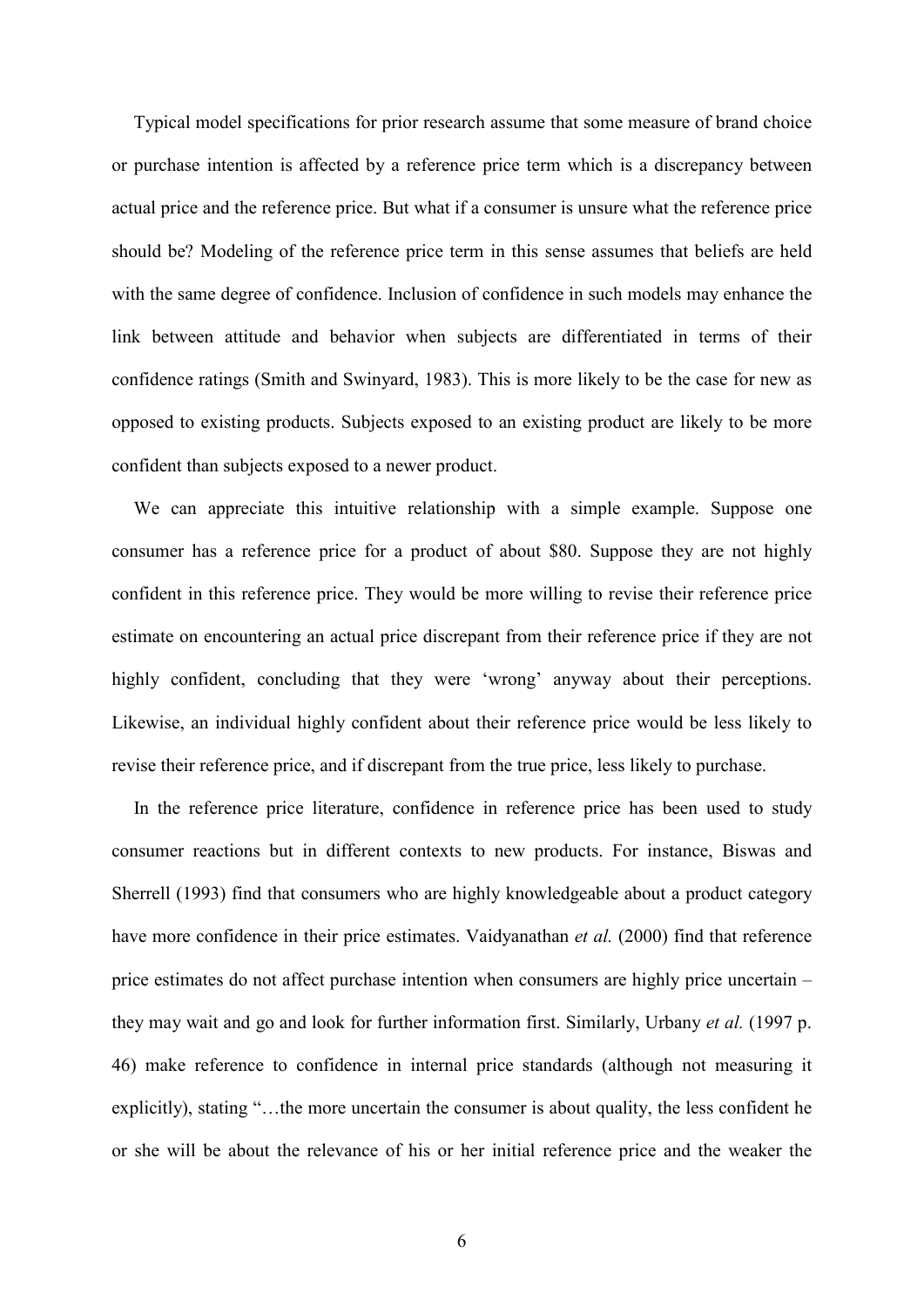Typical model specifications for prior research assume that some measure of brand choice or purchase intention is affected by a reference price term which is a discrepancy between actual price and the reference price. But what if a consumer is unsure what the reference price should be? Modeling of the reference price term in this sense assumes that beliefs are held with the same degree of confidence. Inclusion of confidence in such models may enhance the link between attitude and behavior when subjects are differentiated in terms of their confidence ratings (Smith and Swinyard, 1983). This is more likely to be the case for new as opposed to existing products. Subjects exposed to an existing product are likely to be more confident than subjects exposed to a newer product.

We can appreciate this intuitive relationship with a simple example. Suppose one consumer has a reference price for a product of about \$80. Suppose they are not highly confident in this reference price. They would be more willing to revise their reference price estimate on encountering an actual price discrepant from their reference price if they are not highly confident, concluding that they were 'wrong' anyway about their perceptions. Likewise, an individual highly confident about their reference price would be less likely to revise their reference price, and if discrepant from the true price, less likely to purchase.

In the reference price literature, confidence in reference price has been used to study consumer reactions but in different contexts to new products. For instance, Biswas and Sherrell (1993) find that consumers who are highly knowledgeable about a product category have more confidence in their price estimates. Vaidyanathan *et al.* (2000) find that reference price estimates do not affect purchase intention when consumers are highly price uncertain – they may wait and go and look for further information first. Similarly, Urbany *et al.* (1997 p. 46) make reference to confidence in internal price standards (although not measuring it explicitly), stating "…the more uncertain the consumer is about quality, the less confident he or she will be about the relevance of his or her initial reference price and the weaker the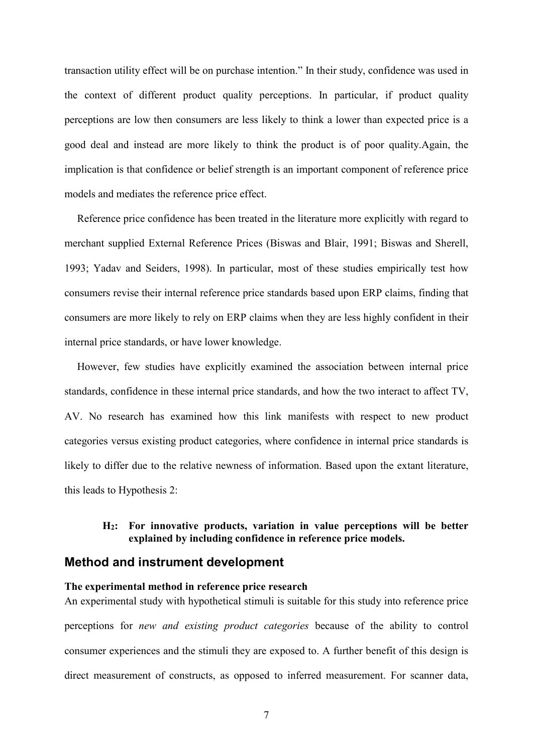transaction utility effect will be on purchase intention." In their study, confidence was used in the context of different product quality perceptions. In particular, if product quality perceptions are low then consumers are less likely to think a lower than expected price is a good deal and instead are more likely to think the product is of poor quality.Again, the implication is that confidence or belief strength is an important component of reference price models and mediates the reference price effect.

Reference price confidence has been treated in the literature more explicitly with regard to merchant supplied External Reference Prices (Biswas and Blair, 1991; Biswas and Sherell, 1993; Yadav and Seiders, 1998). In particular, most of these studies empirically test how consumers revise their internal reference price standards based upon ERP claims, finding that consumers are more likely to rely on ERP claims when they are less highly confident in their internal price standards, or have lower knowledge.

However, few studies have explicitly examined the association between internal price standards, confidence in these internal price standards, and how the two interact to affect TV, AV. No research has examined how this link manifests with respect to new product categories versus existing product categories, where confidence in internal price standards is likely to differ due to the relative newness of information. Based upon the extant literature, this leads to Hypothesis 2:

> **$H_2$: For innovative products, variation in value perceptions will be better explained by including confidence in reference price models.**

## Method and instrument development

### The experimental method in reference price research

An experimental study with hypothetical stimuli is suitable for this study into reference price perceptions for *new and existing product categories* because of the ability to control consumer experiences and the stimuli they are exposed to. A further benefit of this design is direct measurement of constructs, as opposed to inferred measurement. For scanner data,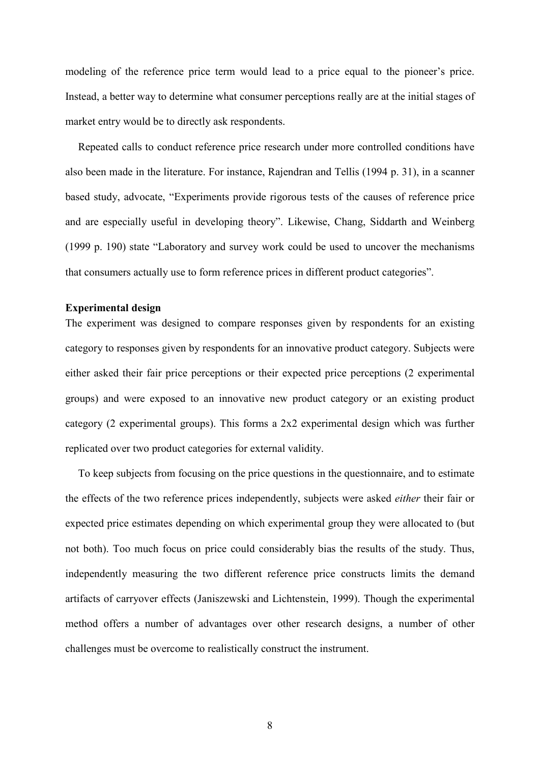modeling of the reference price term would lead to a price equal to the pioneer's price. Instead, a better way to determine what consumer perceptions really are at the initial stages of market entry would be to directly ask respondents.

Repeated calls to conduct reference price research under more controlled conditions have also been made in the literature. For instance, Rajendran and Tellis (1994 p. 31), in a scanner based study, advocate, "Experiments provide rigorous tests of the causes of reference price and are especially useful in developing theory". Likewise, Chang, Siddarth and Weinberg (1999 p. 190) state "Laboratory and survey work could be used to uncover the mechanisms that consumers actually use to form reference prices in different product categories".

**Experimental design**

The experiment was designed to compare responses given by respondents for an existing category to responses given by respondents for an innovative product category. Subjects were either asked their fair price perceptions or their expected price perceptions (2 experimental groups) and were exposed to an innovative new product category or an existing product category (2 experimental groups). This forms a 2x2 experimental design which was further replicated over two product categories for external validity.

To keep subjects from focusing on the price questions in the questionnaire, and to estimate the effects of the two reference prices independently, subjects were asked *either* their fair or expected price estimates depending on which experimental group they were allocated to (but not both). Too much focus on price could considerably bias the results of the study. Thus, independently measuring the two different reference price constructs limits the demand artifacts of carryover effects (Janiszewski and Lichtenstein, 1999). Though the experimental method offers a number of advantages over other research designs, a number of other challenges must be overcome to realistically construct the instrument.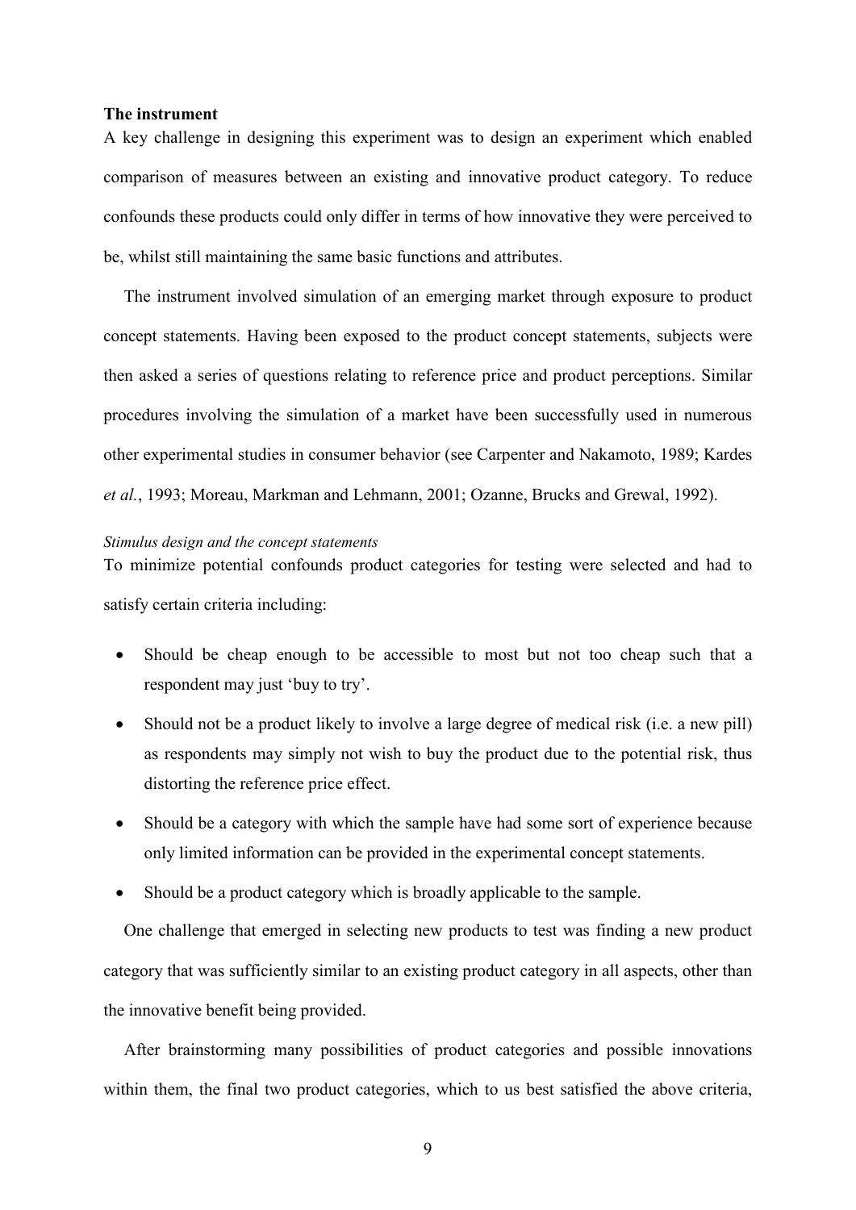**The instrument**

A key challenge in designing this experiment was to design an experiment which enabled comparison of measures between an existing and innovative product category. To reduce confounds these products could only differ in terms of how innovative they were perceived to be, whilst still maintaining the same basic functions and attributes.

The instrument involved simulation of an emerging market through exposure to product concept statements. Having been exposed to the product concept statements, subjects were then asked a series of questions relating to reference price and product perceptions. Similar procedures involving the simulation of a market have been successfully used in numerous other experimental studies in consumer behavior (see Carpenter and Nakamoto, 1989; Kardes *et al.*, 1993; Moreau, Markman and Lehmann, 2001; Ozanne, Brucks and Grewal, 1992).

*Stimulus design and the concept statements*

To minimize potential confounds product categories for testing were selected and had to satisfy certain criteria including:

- Should be cheap enough to be accessible to most but not too cheap such that a respondent may just 'buy to try'.
- Should not be a product likely to involve a large degree of medical risk (i.e. a new pill) as respondents may simply not wish to buy the product due to the potential risk, thus distorting the reference price effect.
- Should be a category with which the sample have had some sort of experience because only limited information can be provided in the experimental concept statements.
- Should be a product category which is broadly applicable to the sample.

One challenge that emerged in selecting new products to test was finding a new product category that was sufficiently similar to an existing product category in all aspects, other than the innovative benefit being provided.

After brainstorming many possibilities of product categories and possible innovations within them, the final two product categories, which to us best satisfied the above criteria,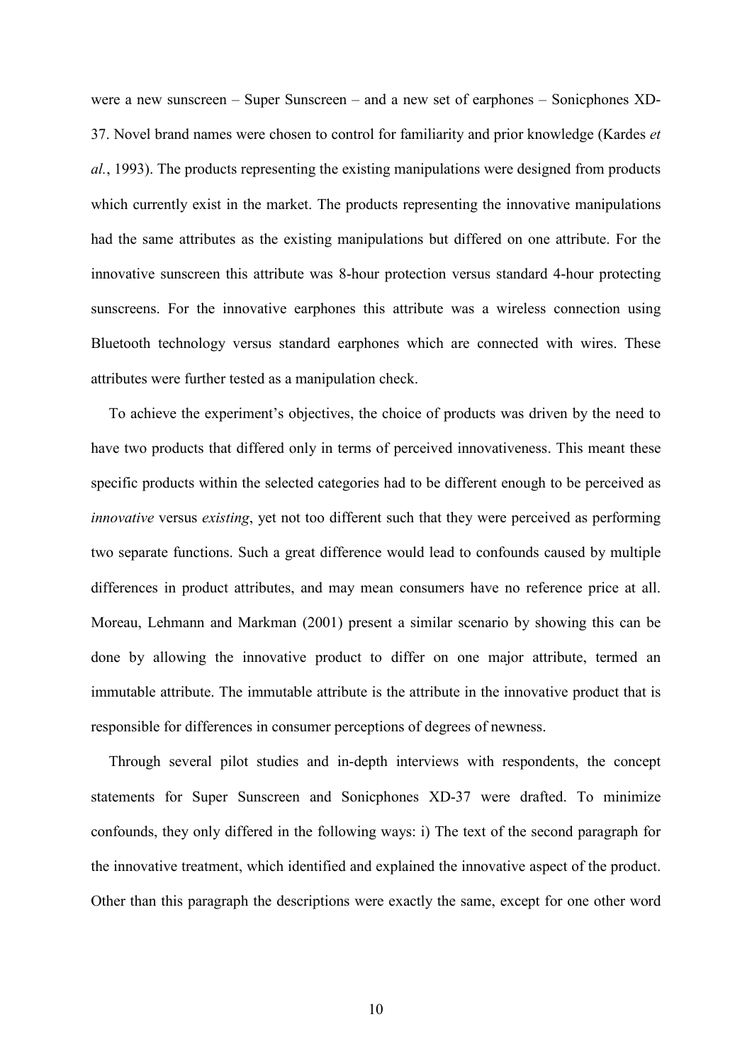were a new sunscreen – Super Sunscreen – and a new set of earphones – Sonicphones XD-37. Novel brand names were chosen to control for familiarity and prior knowledge (Kardes *et al.*, 1993). The products representing the existing manipulations were designed from products which currently exist in the market. The products representing the innovative manipulations had the same attributes as the existing manipulations but differed on one attribute. For the innovative sunscreen this attribute was 8-hour protection versus standard 4-hour protecting sunscreens. For the innovative earphones this attribute was a wireless connection using Bluetooth technology versus standard earphones which are connected with wires. These attributes were further tested as a manipulation check.

To achieve the experiment's objectives, the choice of products was driven by the need to have two products that differed only in terms of perceived innovativeness. This meant these specific products within the selected categories had to be different enough to be perceived as *innovative* versus *existing*, yet not too different such that they were perceived as performing two separate functions. Such a great difference would lead to confounds caused by multiple differences in product attributes, and may mean consumers have no reference price at all. Moreau, Lehmann and Markman (2001) present a similar scenario by showing this can be done by allowing the innovative product to differ on one major attribute, termed an immutable attribute. The immutable attribute is the attribute in the innovative product that is responsible for differences in consumer perceptions of degrees of newness.

Through several pilot studies and in-depth interviews with respondents, the concept statements for Super Sunscreen and Sonicphones XD-37 were drafted. To minimize confounds, they only differed in the following ways: i) The text of the second paragraph for the innovative treatment, which identified and explained the innovative aspect of the product. Other than this paragraph the descriptions were exactly the same, except for one other word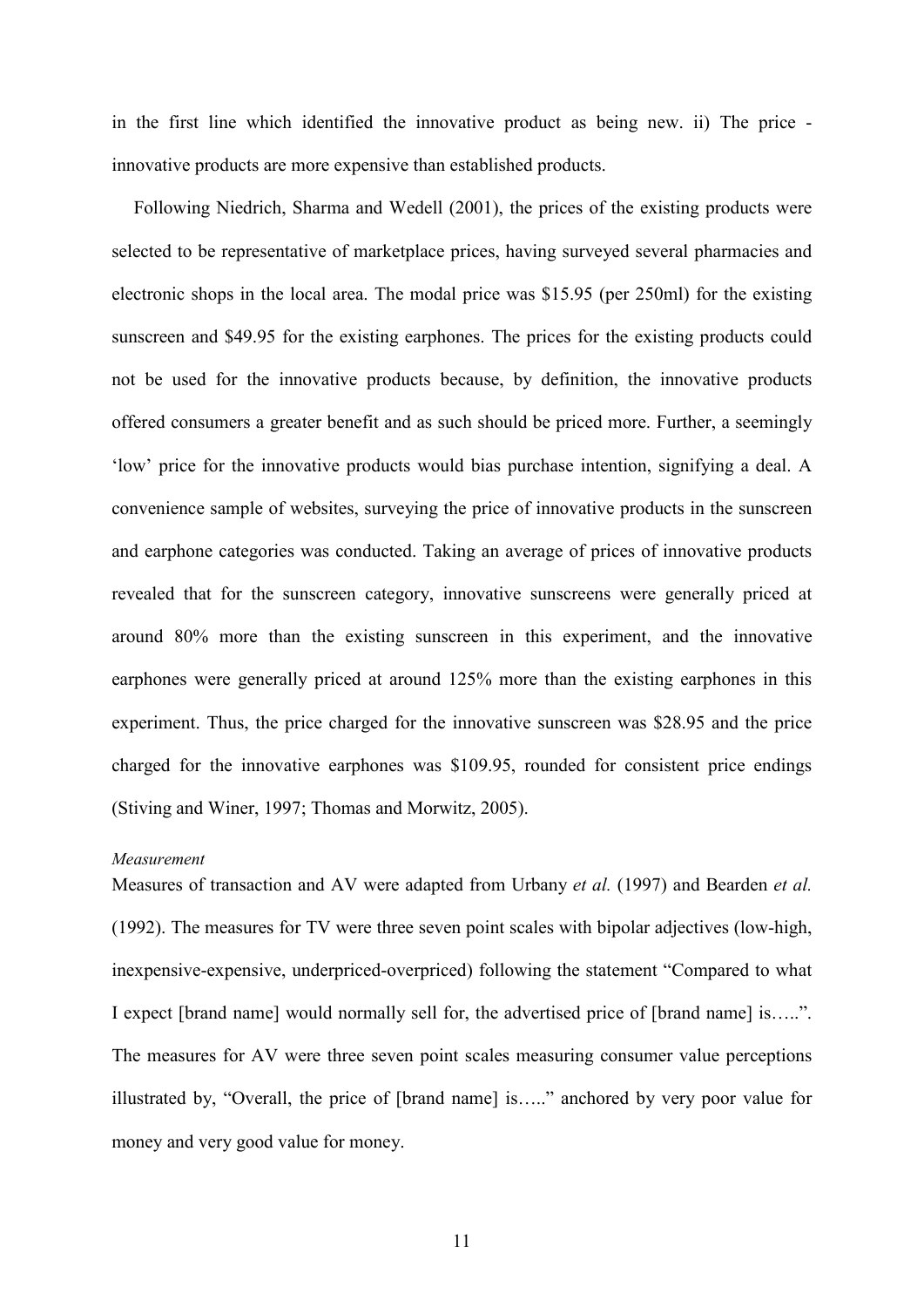in the first line which identified the innovative product as being new. ii) The price - innovative products are more expensive than established products.

Following Niedrich, Sharma and Wedell (2001), the prices of the existing products were selected to be representative of marketplace prices, having surveyed several pharmacies and electronic shops in the local area. The modal price was $15.95 (per 250ml) for the existing sunscreen and $49.95 for the existing earphones. The prices for the existing products could not be used for the innovative products because, by definition, the innovative products offered consumers a greater benefit and as such should be priced more. Further, a seemingly 'low' price for the innovative products would bias purchase intention, signifying a deal. A convenience sample of websites, surveying the price of innovative products in the sunscreen and earphone categories was conducted. Taking an average of prices of innovative products revealed that for the sunscreen category, innovative sunscreens were generally priced at around 80% more than the existing sunscreen in this experiment, and the innovative earphones were generally priced at around 125% more than the existing earphones in this experiment. Thus, the price charged for the innovative sunscreen was $28.95 and the price charged for the innovative earphones was $109.95, rounded for consistent price endings (Stiving and Winer, 1997; Thomas and Morwitz, 2005).

*Measurement*

Measures of transaction and AV were adapted from Urbany *et al.* (1997) and Bearden *et al.* (1992). The measures for TV were three seven point scales with bipolar adjectives (low-high, inexpensive-expensive, underpriced-overpriced) following the statement "Compared to what I expect [brand name] would normally sell for, the advertised price of [brand name] is…..". The measures for AV were three seven point scales measuring consumer value perceptions illustrated by, "Overall, the price of [brand name] is….." anchored by very poor value for money and very good value for money.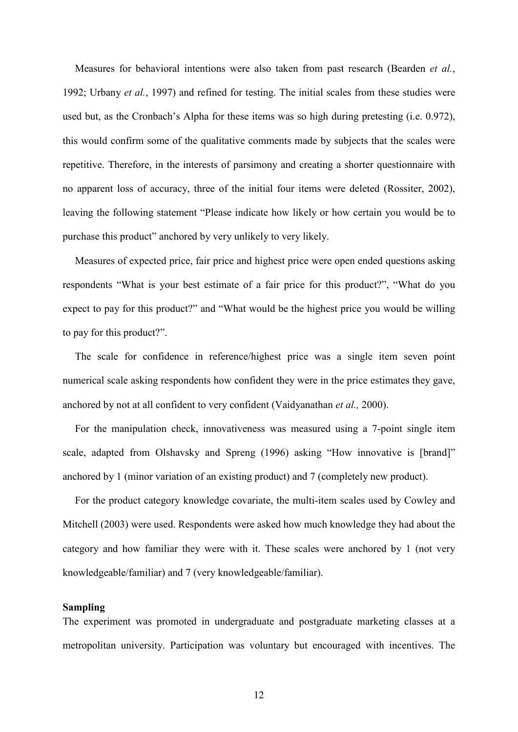Measures for behavioral intentions were also taken from past research (Bearden *et al.*, 1992; Urbany *et al.*, 1997) and refined for testing. The initial scales from these studies were used but, as the Cronbach's Alpha for these items was so high during pretesting (i.e. 0.972), this would confirm some of the qualitative comments made by subjects that the scales were repetitive. Therefore, in the interests of parsimony and creating a shorter questionnaire with no apparent loss of accuracy, three of the initial four items were deleted (Rossiter, 2002), leaving the following statement "Please indicate how likely or how certain you would be to purchase this product" anchored by very unlikely to very likely.

Measures of expected price, fair price and highest price were open ended questions asking respondents "What is your best estimate of a fair price for this product?", "What do you expect to pay for this product?" and "What would be the highest price you would be willing to pay for this product?".

The scale for confidence in reference/highest price was a single item seven point numerical scale asking respondents how confident they were in the price estimates they gave, anchored by not at all confident to very confident (Vaidyanathan *et al.,* 2000).

For the manipulation check, innovativeness was measured using a 7-point single item scale, adapted from Olshavsky and Spreng (1996) asking "How innovative is [brand]" anchored by 1 (minor variation of an existing product) and 7 (completely new product).

For the product category knowledge covariate, the multi-item scales used by Cowley and Mitchell (2003) were used. Respondents were asked how much knowledge they had about the category and how familiar they were with it. These scales were anchored by 1 (not very knowledgeable/familiar) and 7 (very knowledgeable/familiar).

**Sampling**

The experiment was promoted in undergraduate and postgraduate marketing classes at a metropolitan university. Participation was voluntary but encouraged with incentives. The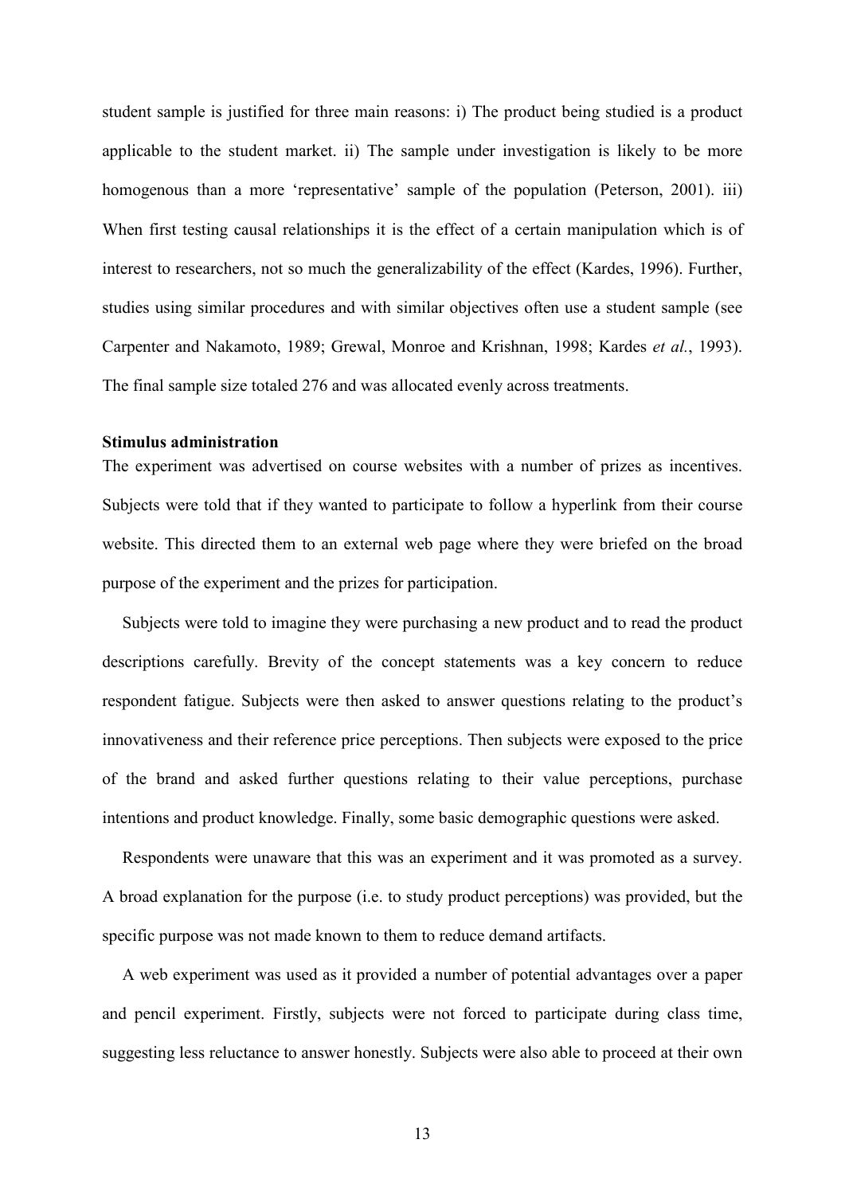student sample is justified for three main reasons: i) The product being studied is a product applicable to the student market. ii) The sample under investigation is likely to be more homogenous than a more 'representative' sample of the population (Peterson, 2001). iii) When first testing causal relationships it is the effect of a certain manipulation which is of interest to researchers, not so much the generalizability of the effect (Kardes, 1996). Further, studies using similar procedures and with similar objectives often use a student sample (see Carpenter and Nakamoto, 1989; Grewal, Monroe and Krishnan, 1998; Kardes *et al.*, 1993). The final sample size totaled 276 and was allocated evenly across treatments.

**Stimulus administration**

The experiment was advertised on course websites with a number of prizes as incentives. Subjects were told that if they wanted to participate to follow a hyperlink from their course website. This directed them to an external web page where they were briefed on the broad purpose of the experiment and the prizes for participation.

Subjects were told to imagine they were purchasing a new product and to read the product descriptions carefully. Brevity of the concept statements was a key concern to reduce respondent fatigue. Subjects were then asked to answer questions relating to the product's innovativeness and their reference price perceptions. Then subjects were exposed to the price of the brand and asked further questions relating to their value perceptions, purchase intentions and product knowledge. Finally, some basic demographic questions were asked.

Respondents were unaware that this was an experiment and it was promoted as a survey. A broad explanation for the purpose (i.e. to study product perceptions) was provided, but the specific purpose was not made known to them to reduce demand artifacts.

A web experiment was used as it provided a number of potential advantages over a paper and pencil experiment. Firstly, subjects were not forced to participate during class time, suggesting less reluctance to answer honestly. Subjects were also able to proceed at their own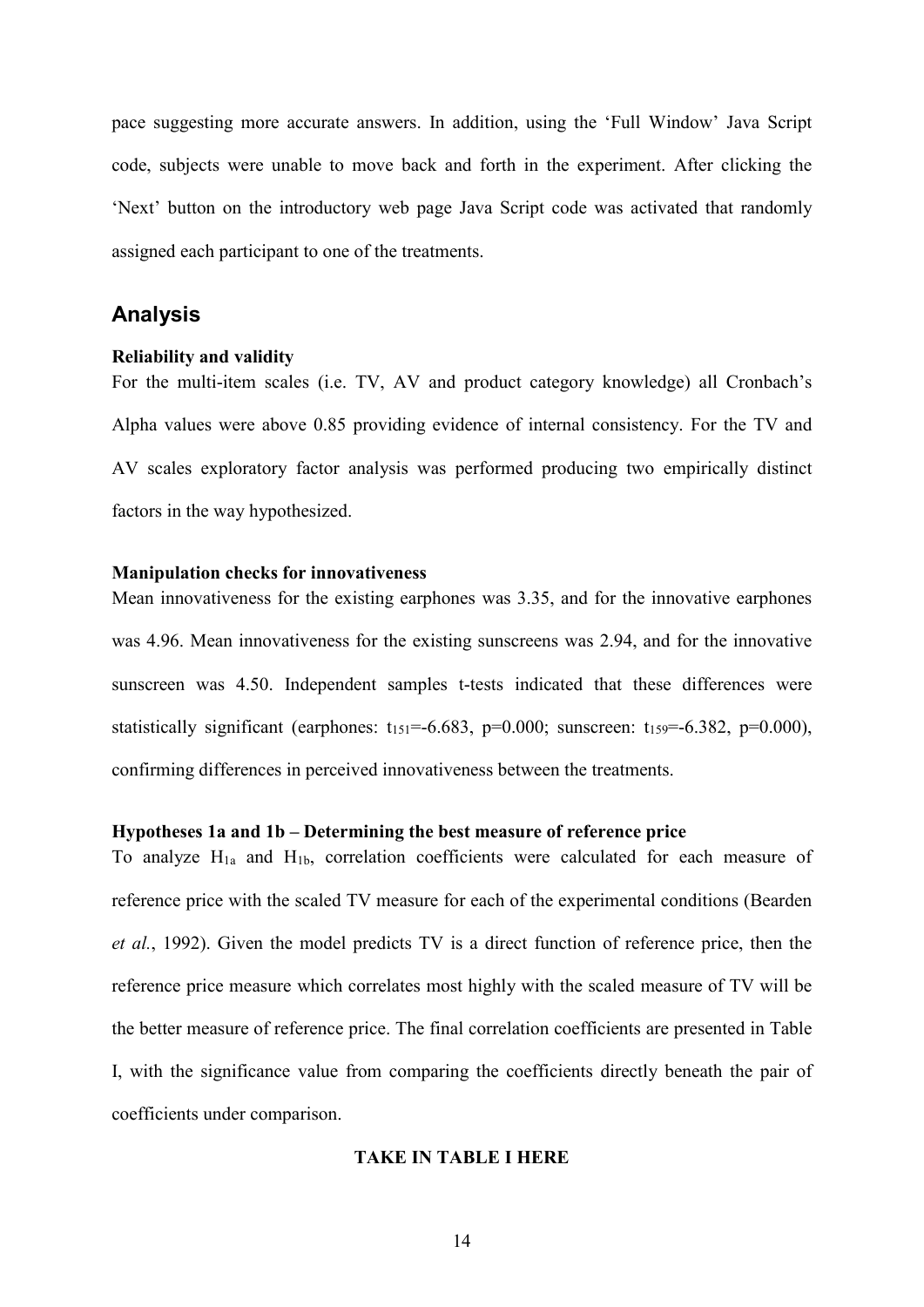pace suggesting more accurate answers. In addition, using the 'Full Window' Java Script code, subjects were unable to move back and forth in the experiment. After clicking the 'Next' button on the introductory web page Java Script code was activated that randomly assigned each participant to one of the treatments.

## Analysis

### Reliability and validity

For the multi-item scales (i.e. TV, AV and product category knowledge) all Cronbach's Alpha values were above 0.85 providing evidence of internal consistency. For the TV and AV scales exploratory factor analysis was performed producing two empirically distinct factors in the way hypothesized.

### Manipulation checks for innovativeness

Mean innovativeness for the existing earphones was 3.35, and for the innovative earphones was 4.96. Mean innovativeness for the existing sunscreens was 2.94, and for the innovative sunscreen was 4.50. Independent samples t-tests indicated that these differences were statistically significant (earphones: $t_{151}$=-6.683, p=0.000; sunscreen: $t_{159}$=-6.382, p=0.000), confirming differences in perceived innovativeness between the treatments.

### Hypotheses 1a and 1b – Determining the best measure of reference price

To analyze $H_{1a}$ and $H_{1b}$, correlation coefficients were calculated for each measure of reference price with the scaled TV measure for each of the experimental conditions (Bearden *et al.*, 1992). Given the model predicts TV is a direct function of reference price, then the reference price measure which correlates most highly with the scaled measure of TV will be the better measure of reference price. The final correlation coefficients are presented in Table I, with the significance value from comparing the coefficients directly beneath the pair of coefficients under comparison.

**TAKE IN TABLE I HERE**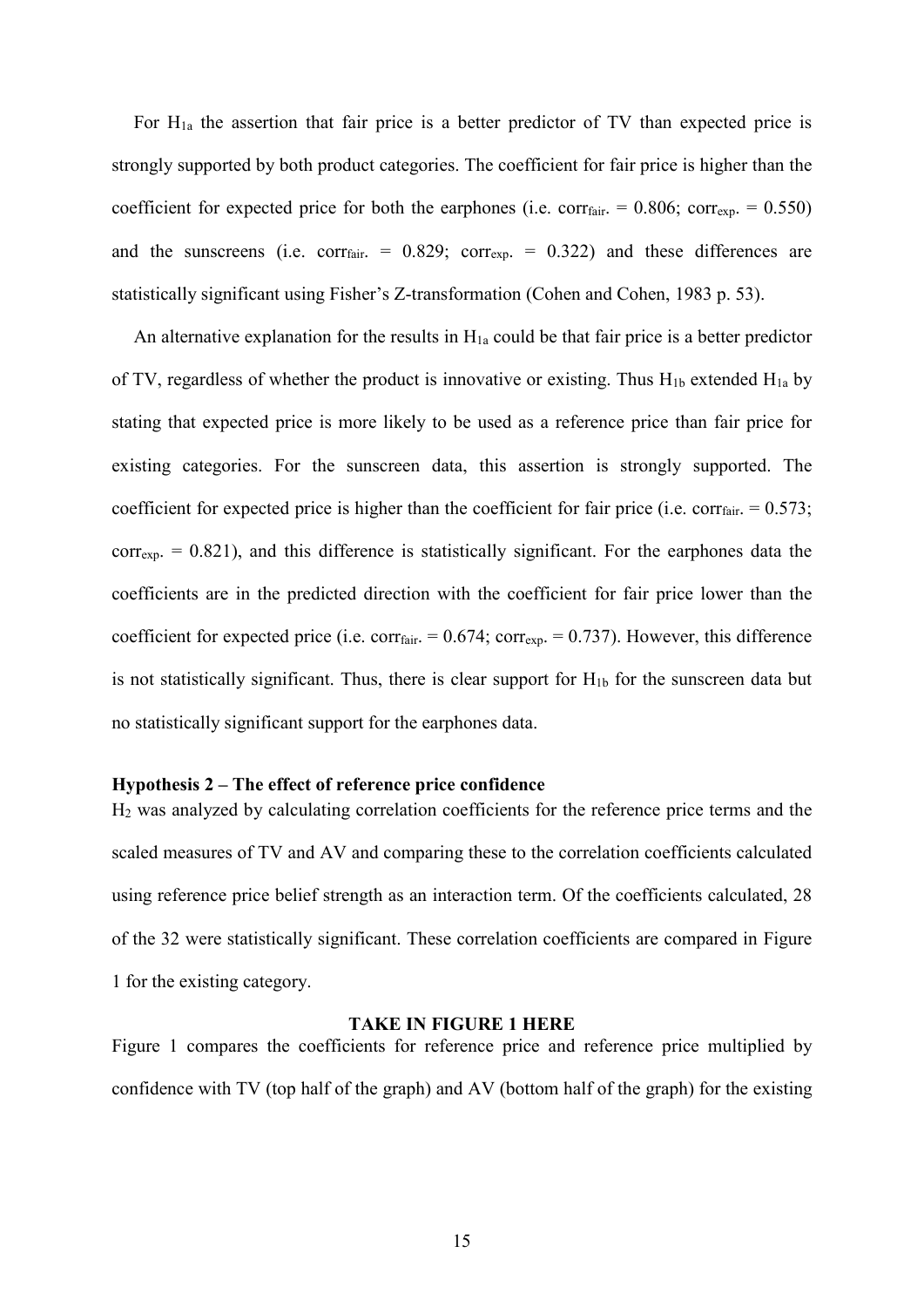For $H_{1a}$ the assertion that fair price is a better predictor of TV than expected price is strongly supported by both product categories. The coefficient for fair price is higher than the coefficient for expected price for both the earphones (i.e. $corr_{fair.} = 0.806$; $corr_{exp.} = 0.550$) and the sunscreens (i.e. $corr_{fair.} = 0.829$; $corr_{exp.} = 0.322$) and these differences are statistically significant using Fisher's Z-transformation (Cohen and Cohen, 1983 p. 53).

An alternative explanation for the results in $H_{1a}$ could be that fair price is a better predictor of TV, regardless of whether the product is innovative or existing. Thus $H_{1b}$ extended $H_{1a}$ by stating that expected price is more likely to be used as a reference price than fair price for existing categories. For the sunscreen data, this assertion is strongly supported. The coefficient for expected price is higher than the coefficient for fair price (i.e. $corr_{fair.} = 0.573$; $corr_{exp.} = 0.821$), and this difference is statistically significant. For the earphones data the coefficients are in the predicted direction with the coefficient for fair price lower than the coefficient for expected price (i.e. $corr_{fair.} = 0.674$; $corr_{exp.} = 0.737$). However, this difference is not statistically significant. Thus, there is clear support for $H_{1b}$ for the sunscreen data but no statistically significant support for the earphones data.

**Hypothesis 2 – The effect of reference price confidence**

$H_2$ was analyzed by calculating correlation coefficients for the reference price terms and the scaled measures of TV and AV and comparing these to the correlation coefficients calculated using reference price belief strength as an interaction term. Of the coefficients calculated, 28 of the 32 were statistically significant. These correlation coefficients are compared in Figure 1 for the existing category.

**TAKE IN FIGURE 1 HERE**

Figure 1 compares the coefficients for reference price and reference price multiplied by confidence with TV (top half of the graph) and AV (bottom half of the graph) for the existing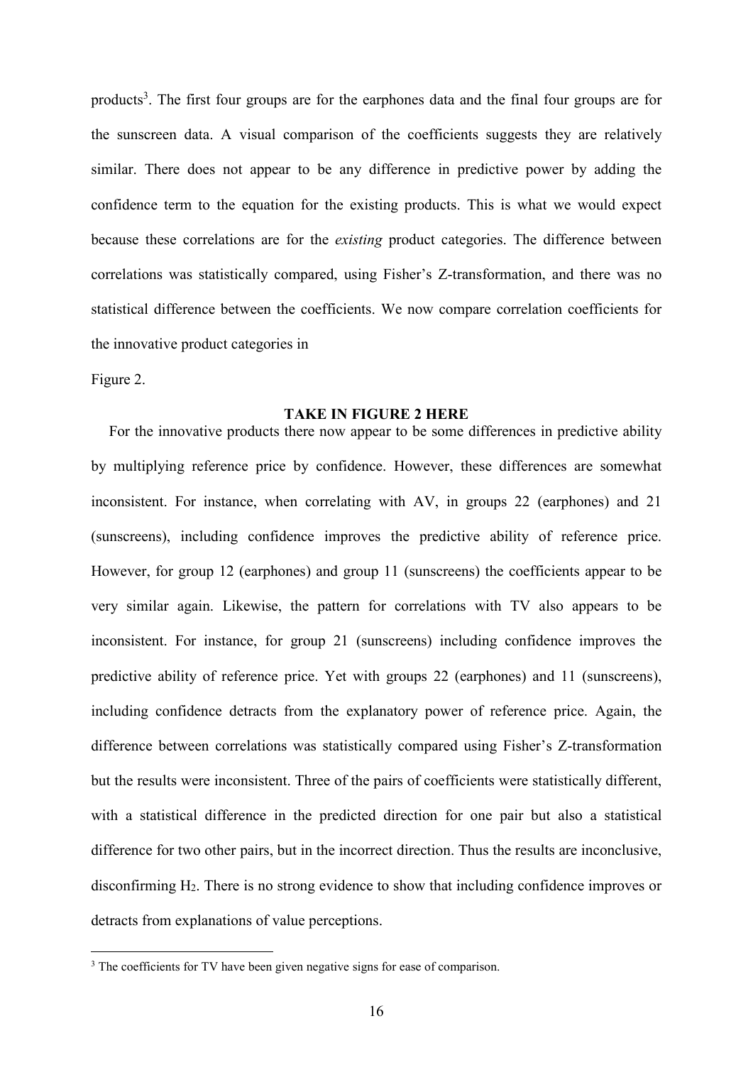products[3]. The first four groups are for the earphones data and the final four groups are for the sunscreen data. A visual comparison of the coefficients suggests they are relatively similar. There does not appear to be any difference in predictive power by adding the confidence term to the equation for the existing products. This is what we would expect because these correlations are for the *existing* product categories. The difference between correlations was statistically compared, using Fisher's Z-transformation, and there was no statistical difference between the coefficients. We now compare correlation coefficients for the innovative product categories in

Figure 2.

**TAKE IN FIGURE 2 HERE**

For the innovative products there now appear to be some differences in predictive ability by multiplying reference price by confidence. However, these differences are somewhat inconsistent. For instance, when correlating with AV, in groups 22 (earphones) and 21 (sunscreens), including confidence improves the predictive ability of reference price. However, for group 12 (earphones) and group 11 (sunscreens) the coefficients appear to be very similar again. Likewise, the pattern for correlations with TV also appears to be inconsistent. For instance, for group 21 (sunscreens) including confidence improves the predictive ability of reference price. Yet with groups 22 (earphones) and 11 (sunscreens), including confidence detracts from the explanatory power of reference price. Again, the difference between correlations was statistically compared using Fisher's Z-transformation but the results were inconsistent. Three of the pairs of coefficients were statistically different, with a statistical difference in the predicted direction for one pair but also a statistical difference for two other pairs, but in the incorrect direction. Thus the results are inconclusive, disconfirming $H_2$. There is no strong evidence to show that including confidence improves or detracts from explanations of value perceptions.

[3] The coefficients for TV have been given negative signs for ease of comparison.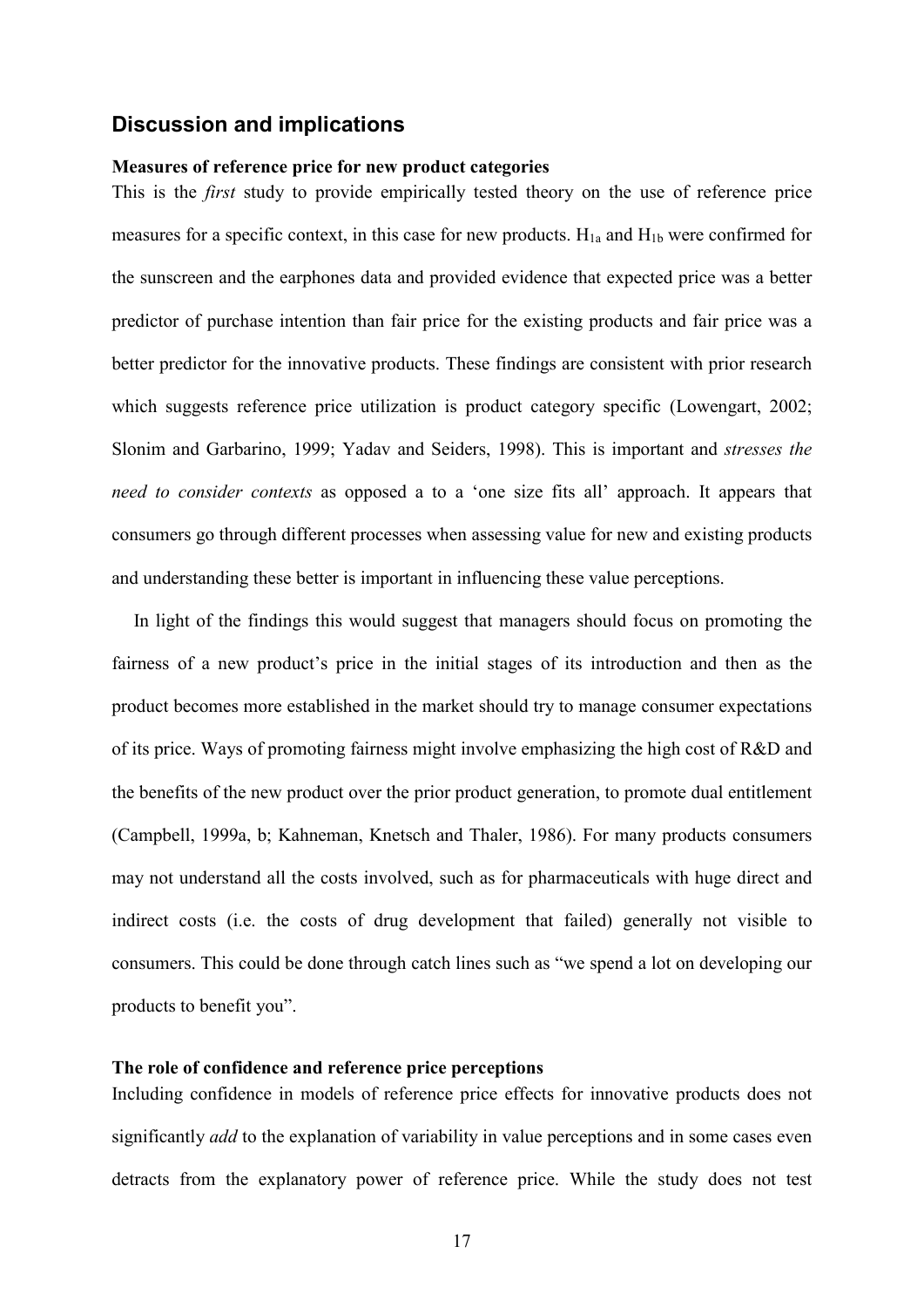## Discussion and implications

**Measures of reference price for new product categories**

This is the *first* study to provide empirically tested theory on the use of reference price measures for a specific context, in this case for new products. $H_{1a}$ and $H_{1b}$ were confirmed for the sunscreen and the earphones data and provided evidence that expected price was a better predictor of purchase intention than fair price for the existing products and fair price was a better predictor for the innovative products. These findings are consistent with prior research which suggests reference price utilization is product category specific (Lowengart, 2002; Slonim and Garbarino, 1999; Yadav and Seiders, 1998). This is important and *stresses the need to consider contexts* as opposed a to a 'one size fits all' approach. It appears that consumers go through different processes when assessing value for new and existing products and understanding these better is important in influencing these value perceptions.

In light of the findings this would suggest that managers should focus on promoting the fairness of a new product's price in the initial stages of its introduction and then as the product becomes more established in the market should try to manage consumer expectations of its price. Ways of promoting fairness might involve emphasizing the high cost of R&D and the benefits of the new product over the prior product generation, to promote dual entitlement (Campbell, 1999a, b; Kahneman, Knetsch and Thaler, 1986). For many products consumers may not understand all the costs involved, such as for pharmaceuticals with huge direct and indirect costs (i.e. the costs of drug development that failed) generally not visible to consumers. This could be done through catch lines such as "we spend a lot on developing our products to benefit you".

**The role of confidence and reference price perceptions**

Including confidence in models of reference price effects for innovative products does not significantly *add* to the explanation of variability in value perceptions and in some cases even detracts from the explanatory power of reference price. While the study does not test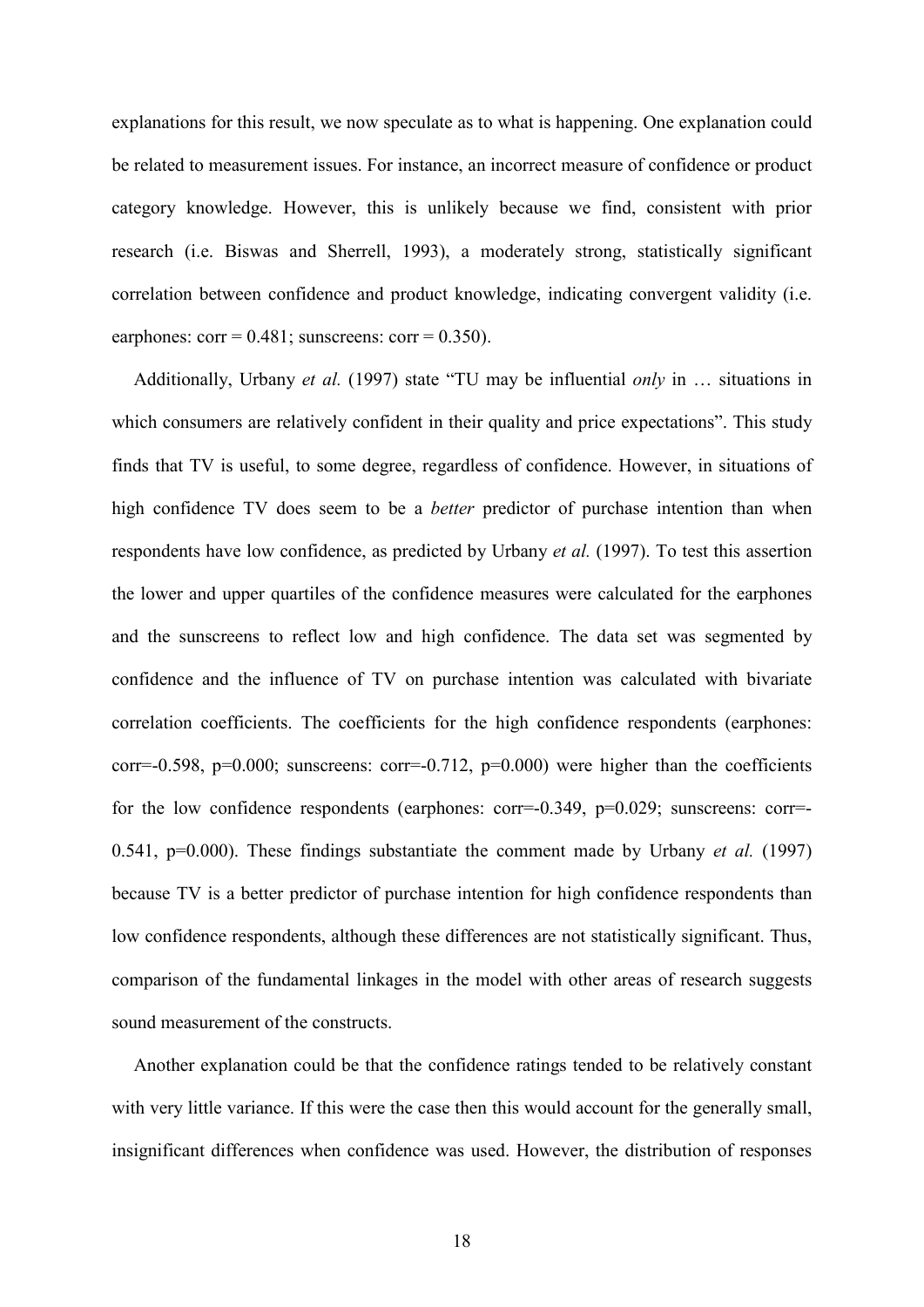explanations for this result, we now speculate as to what is happening. One explanation could be related to measurement issues. For instance, an incorrect measure of confidence or product category knowledge. However, this is unlikely because we find, consistent with prior research (i.e. Biswas and Sherrell, 1993), a moderately strong, statistically significant correlation between confidence and product knowledge, indicating convergent validity (i.e. earphones: corr = 0.481; sunscreens: corr = 0.350).

Additionally, Urbany *et al.* (1997) state "TU may be influential *only* in … situations in which consumers are relatively confident in their quality and price expectations". This study finds that TV is useful, to some degree, regardless of confidence. However, in situations of high confidence TV does seem to be a *better* predictor of purchase intention than when respondents have low confidence, as predicted by Urbany *et al.* (1997). To test this assertion the lower and upper quartiles of the confidence measures were calculated for the earphones and the sunscreens to reflect low and high confidence. The data set was segmented by confidence and the influence of TV on purchase intention was calculated with bivariate correlation coefficients. The coefficients for the high confidence respondents (earphones: corr=-0.598, p=0.000; sunscreens: corr=-0.712, p=0.000) were higher than the coefficients for the low confidence respondents (earphones: corr=-0.349, p=0.029; sunscreens: corr=-0.541, p=0.000). These findings substantiate the comment made by Urbany *et al.* (1997) because TV is a better predictor of purchase intention for high confidence respondents than low confidence respondents, although these differences are not statistically significant. Thus, comparison of the fundamental linkages in the model with other areas of research suggests sound measurement of the constructs.

Another explanation could be that the confidence ratings tended to be relatively constant with very little variance. If this were the case then this would account for the generally small, insignificant differences when confidence was used. However, the distribution of responses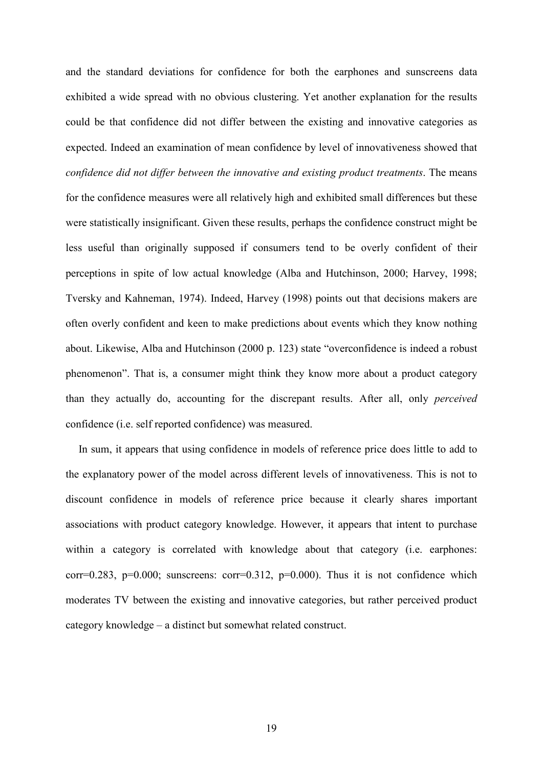and the standard deviations for confidence for both the earphones and sunscreens data exhibited a wide spread with no obvious clustering. Yet another explanation for the results could be that confidence did not differ between the existing and innovative categories as expected. Indeed an examination of mean confidence by level of innovativeness showed that *confidence did not differ between the innovative and existing product treatments*. The means for the confidence measures were all relatively high and exhibited small differences but these were statistically insignificant. Given these results, perhaps the confidence construct might be less useful than originally supposed if consumers tend to be overly confident of their perceptions in spite of low actual knowledge (Alba and Hutchinson, 2000; Harvey, 1998; Tversky and Kahneman, 1974). Indeed, Harvey (1998) points out that decisions makers are often overly confident and keen to make predictions about events which they know nothing about. Likewise, Alba and Hutchinson (2000 p. 123) state "overconfidence is indeed a robust phenomenon". That is, a consumer might think they know more about a product category than they actually do, accounting for the discrepant results. After all, only *perceived* confidence (i.e. self reported confidence) was measured.

In sum, it appears that using confidence in models of reference price does little to add to the explanatory power of the model across different levels of innovativeness. This is not to discount confidence in models of reference price because it clearly shares important associations with product category knowledge. However, it appears that intent to purchase within a category is correlated with knowledge about that category (i.e. earphones: corr=0.283, p=0.000; sunscreens: corr=0.312, p=0.000). Thus it is not confidence which moderates TV between the existing and innovative categories, but rather perceived product category knowledge – a distinct but somewhat related construct.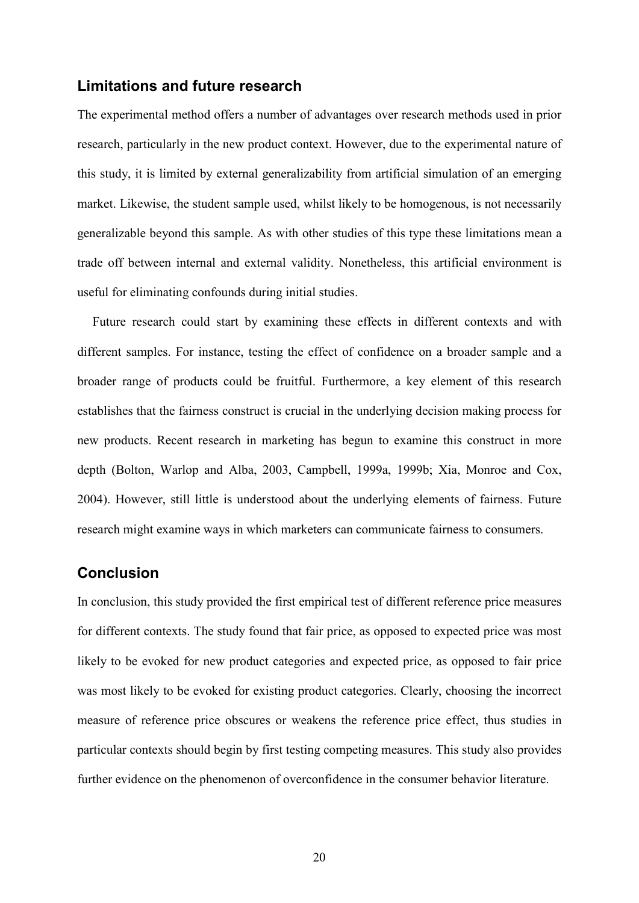## Limitations and future research

The experimental method offers a number of advantages over research methods used in prior research, particularly in the new product context. However, due to the experimental nature of this study, it is limited by external generalizability from artificial simulation of an emerging market. Likewise, the student sample used, whilst likely to be homogenous, is not necessarily generalizable beyond this sample. As with other studies of this type these limitations mean a trade off between internal and external validity. Nonetheless, this artificial environment is useful for eliminating confounds during initial studies.

Future research could start by examining these effects in different contexts and with different samples. For instance, testing the effect of confidence on a broader sample and a broader range of products could be fruitful. Furthermore, a key element of this research establishes that the fairness construct is crucial in the underlying decision making process for new products. Recent research in marketing has begun to examine this construct in more depth (Bolton, Warlop and Alba, 2003, Campbell, 1999a, 1999b; Xia, Monroe and Cox, 2004). However, still little is understood about the underlying elements of fairness. Future research might examine ways in which marketers can communicate fairness to consumers.

## Conclusion

In conclusion, this study provided the first empirical test of different reference price measures for different contexts. The study found that fair price, as opposed to expected price was most likely to be evoked for new product categories and expected price, as opposed to fair price was most likely to be evoked for existing product categories. Clearly, choosing the incorrect measure of reference price obscures or weakens the reference price effect, thus studies in particular contexts should begin by first testing competing measures. This study also provides further evidence on the phenomenon of overconfidence in the consumer behavior literature.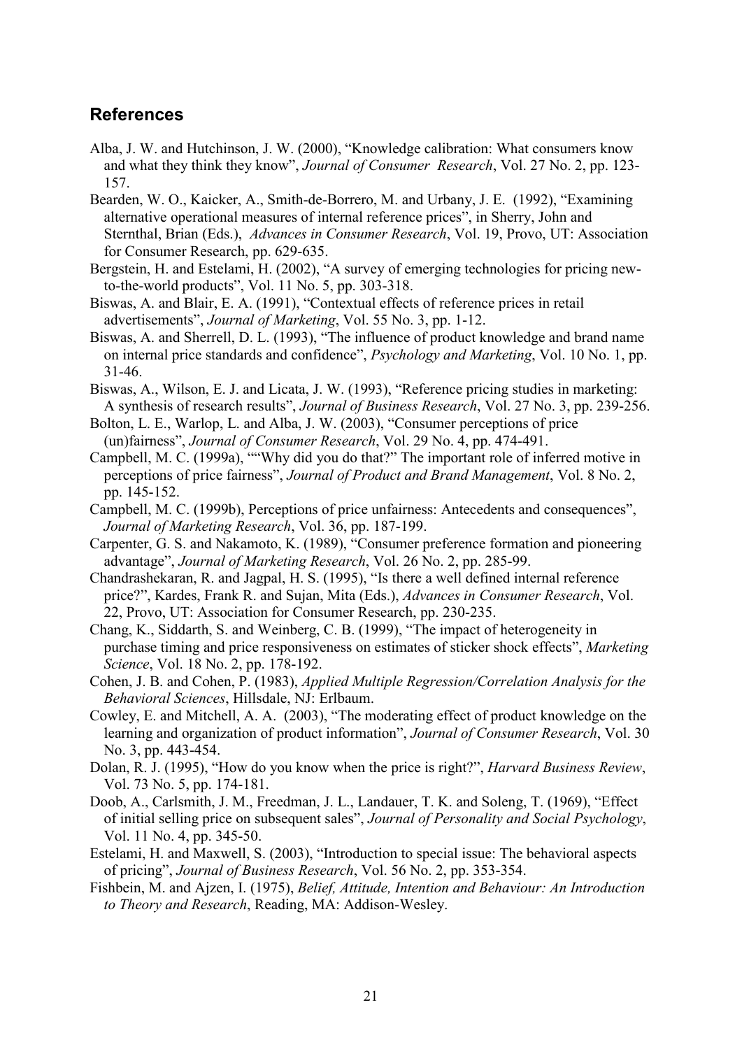## References

Alba, J. W. and Hutchinson, J. W. (2000), “Knowledge calibration: What consumers know and what they think they know”, *Journal of Consumer Research*, Vol. 27 No. 2, pp. 123-157.

Bearden, W. O., Kaicker, A., Smith-de-Borrero, M. and Urbany, J. E. (1992), “Examining alternative operational measures of internal reference prices”, in Sherry, John and Sternthal, Brian (Eds.), *Advances in Consumer Research*, Vol. 19, Provo, UT: Association for Consumer Research, pp. 629-635.

Bergstein, H. and Estelami, H. (2002), “A survey of emerging technologies for pricing new-to-the-world products”, Vol. 11 No. 5, pp. 303-318.

Biswas, A. and Blair, E. A. (1991), “Contextual effects of reference prices in retail advertisements”, *Journal of Marketing*, Vol. 55 No. 3, pp. 1-12.

Biswas, A. and Sherrell, D. L. (1993), “The influence of product knowledge and brand name on internal price standards and confidence”, *Psychology and Marketing*, Vol. 10 No. 1, pp. 31-46.

Biswas, A., Wilson, E. J. and Licata, J. W. (1993), “Reference pricing studies in marketing: A synthesis of research results”, *Journal of Business Research*, Vol. 27 No. 3, pp. 239-256.

Bolton, L. E., Warlop, L. and Alba, J. W. (2003), “Consumer perceptions of price (un)fairness”, *Journal of Consumer Research*, Vol. 29 No. 4, pp. 474-491.

Campbell, M. C. (1999a), ““Why did you do that?” The important role of inferred motive in perceptions of price fairness”, *Journal of Product and Brand Management*, Vol. 8 No. 2, pp. 145-152.

Campbell, M. C. (1999b), Perceptions of price unfairness: Antecedents and consequences”, *Journal of Marketing Research*, Vol. 36, pp. 187-199.

Carpenter, G. S. and Nakamoto, K. (1989), “Consumer preference formation and pioneering advantage”, *Journal of Marketing Research*, Vol. 26 No. 2, pp. 285-99.

Chandrashekaran, R. and Jagpal, H. S. (1995), “Is there a well defined internal reference price?”, Kardes, Frank R. and Sujan, Mita (Eds.), *Advances in Consumer Research*, Vol. 22, Provo, UT: Association for Consumer Research, pp. 230-235.

Chang, K., Siddarth, S. and Weinberg, C. B. (1999), “The impact of heterogeneity in purchase timing and price responsiveness on estimates of sticker shock effects”, *Marketing Science*, Vol. 18 No. 2, pp. 178-192.

Cohen, J. B. and Cohen, P. (1983), *Applied Multiple Regression/Correlation Analysis for the Behavioral Sciences*, Hillsdale, NJ: Erlbaum.

Cowley, E. and Mitchell, A. A. (2003), “The moderating effect of product knowledge on the learning and organization of product information”, *Journal of Consumer Research*, Vol. 30 No. 3, pp. 443-454.

Dolan, R. J. (1995), “How do you know when the price is right?”, *Harvard Business Review*, Vol. 73 No. 5, pp. 174-181.

Doob, A., Carlsmith, J. M., Freedman, J. L., Landauer, T. K. and Soleng, T. (1969), “Effect of initial selling price on subsequent sales”, *Journal of Personality and Social Psychology*, Vol. 11 No. 4, pp. 345-50.

Estelami, H. and Maxwell, S. (2003), “Introduction to special issue: The behavioral aspects of pricing”, *Journal of Business Research*, Vol. 56 No. 2, pp. 353-354.

Fishbein, M. and Ajzen, I. (1975), *Belief, Attitude, Intention and Behaviour: An Introduction to Theory and Research*, Reading, MA: Addison-Wesley.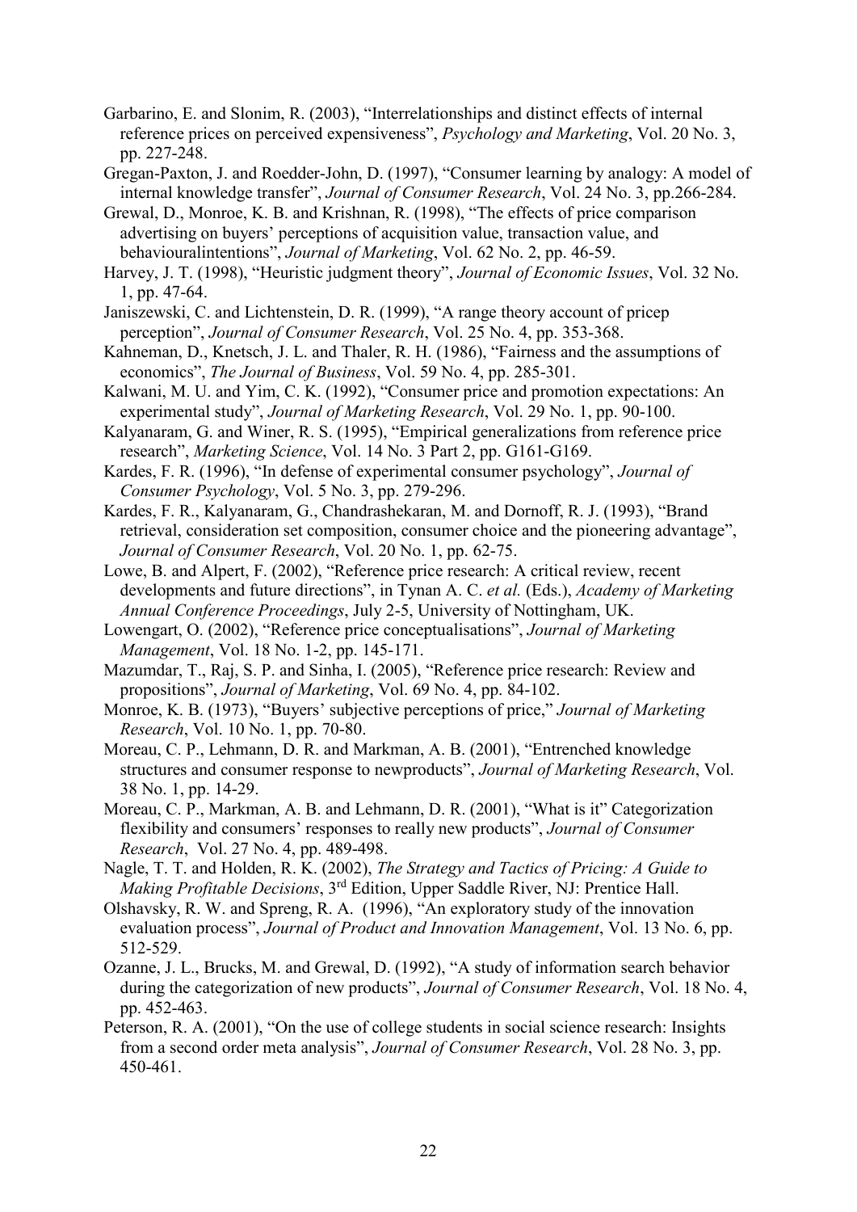Garbarino, E. and Slonim, R. (2003), "Interrelationships and distinct effects of internal reference prices on perceived expensiveness", *Psychology and Marketing*, Vol. 20 No. 3, pp. 227-248.

Gregan-Paxton, J. and Roedder-John, D. (1997), "Consumer learning by analogy: A model of internal knowledge transfer", *Journal of Consumer Research*, Vol. 24 No. 3, pp.266-284.

Grewal, D., Monroe, K. B. and Krishnan, R. (1998), "The effects of price comparison advertising on buyers' perceptions of acquisition value, transaction value, and behaviouralintentions", *Journal of Marketing*, Vol. 62 No. 2, pp. 46-59.

Harvey, J. T. (1998), "Heuristic judgment theory", *Journal of Economic Issues*, Vol. 32 No. 1, pp. 47-64.

Janiszewski, C. and Lichtenstein, D. R. (1999), "A range theory account of pricep perception", *Journal of Consumer Research*, Vol. 25 No. 4, pp. 353-368.

Kahneman, D., Knetsch, J. L. and Thaler, R. H. (1986), "Fairness and the assumptions of economics", *The Journal of Business*, Vol. 59 No. 4, pp. 285-301.

Kalwani, M. U. and Yim, C. K. (1992), "Consumer price and promotion expectations: An experimental study", *Journal of Marketing Research*, Vol. 29 No. 1, pp. 90-100.

Kalyanaram, G. and Winer, R. S. (1995), "Empirical generalizations from reference price research", *Marketing Science*, Vol. 14 No. 3 Part 2, pp. G161-G169.

Kardes, F. R. (1996), "In defense of experimental consumer psychology", *Journal of Consumer Psychology*, Vol. 5 No. 3, pp. 279-296.

Kardes, F. R., Kalyanaram, G., Chandrashekaran, M. and Dornoff, R. J. (1993), "Brand retrieval, consideration set composition, consumer choice and the pioneering advantage", *Journal of Consumer Research*, Vol. 20 No. 1, pp. 62-75.

Lowe, B. and Alpert, F. (2002), "Reference price research: A critical review, recent developments and future directions", in Tynan A. C. *et al.* (Eds.), *Academy of Marketing Annual Conference Proceedings*, July 2-5, University of Nottingham, UK.

Lowengart, O. (2002), "Reference price conceptualisations", *Journal of Marketing Management*, Vol. 18 No. 1-2, pp. 145-171.

Mazumdar, T., Raj, S. P. and Sinha, I. (2005), "Reference price research: Review and propositions", *Journal of Marketing*, Vol. 69 No. 4, pp. 84-102.

Monroe, K. B. (1973), "Buyers' subjective perceptions of price," *Journal of Marketing Research*, Vol. 10 No. 1, pp. 70-80.

Moreau, C. P., Lehmann, D. R. and Markman, A. B. (2001), "Entrenched knowledge structures and consumer response to newproducts", *Journal of Marketing Research*, Vol. 38 No. 1, pp. 14-29.

Moreau, C. P., Markman, A. B. and Lehmann, D. R. (2001), "What is it" Categorization flexibility and consumers' responses to really new products", *Journal of Consumer Research*, Vol. 27 No. 4, pp. 489-498.

Nagle, T. T. and Holden, R. K. (2002), *The Strategy and Tactics of Pricing: A Guide to Making Profitable Decisions*, 3rd Edition, Upper Saddle River, NJ: Prentice Hall.

Olshavsky, R. W. and Spreng, R. A. (1996), "An exploratory study of the innovation evaluation process", *Journal of Product and Innovation Management*, Vol. 13 No. 6, pp. 512-529.

Ozanne, J. L., Brucks, M. and Grewal, D. (1992), "A study of information search behavior during the categorization of new products", *Journal of Consumer Research*, Vol. 18 No. 4, pp. 452-463.

Peterson, R. A. (2001), "On the use of college students in social science research: Insights from a second order meta analysis", *Journal of Consumer Research*, Vol. 28 No. 3, pp. 450-461.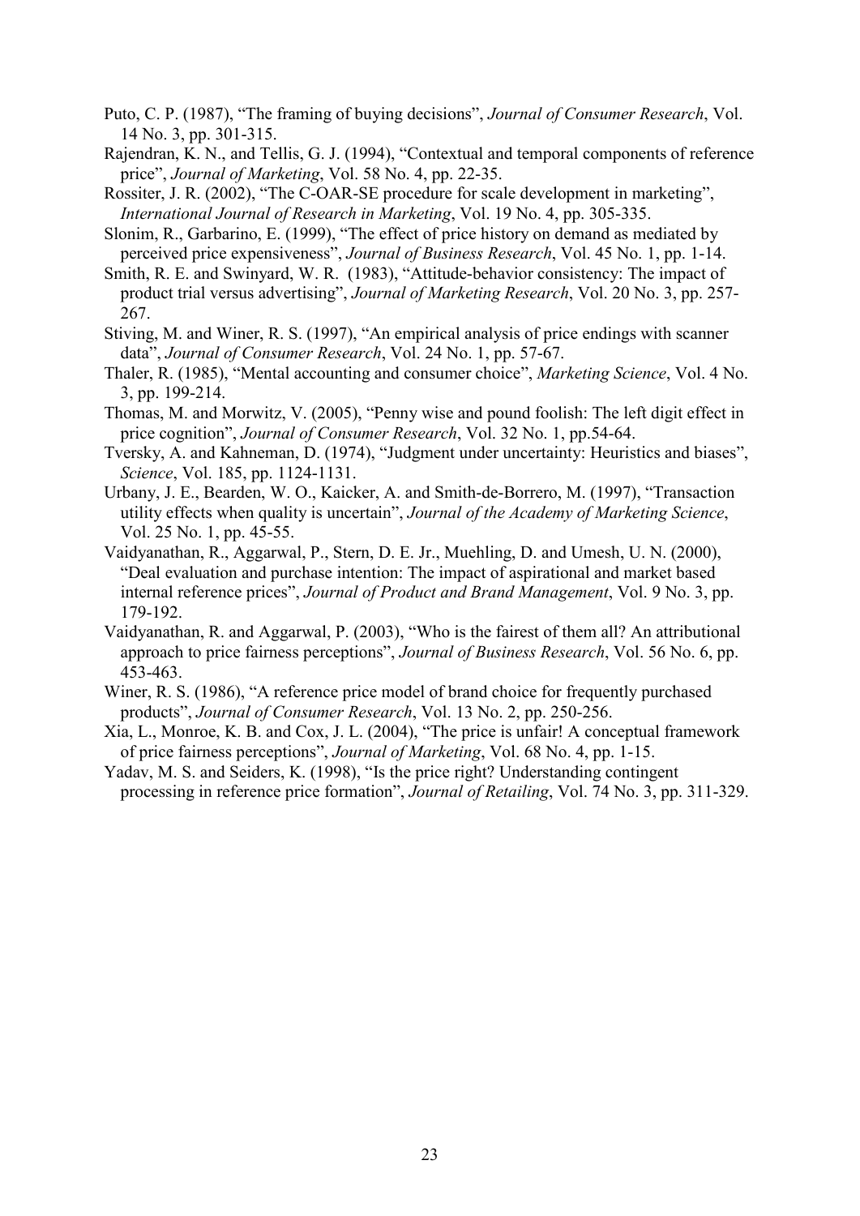Puto, C. P. (1987), “The framing of buying decisions”, *Journal of Consumer Research*, Vol. 14 No. 3, pp. 301-315.

Rajendran, K. N., and Tellis, G. J. (1994), “Contextual and temporal components of reference price”, *Journal of Marketing*, Vol. 58 No. 4, pp. 22-35.

Rossiter, J. R. (2002), “The C-OAR-SE procedure for scale development in marketing”, *International Journal of Research in Marketing*, Vol. 19 No. 4, pp. 305-335.

Slonim, R., Garbarino, E. (1999), “The effect of price history on demand as mediated by perceived price expensiveness”, *Journal of Business Research*, Vol. 45 No. 1, pp. 1-14.

Smith, R. E. and Swinyard, W. R. (1983), “Attitude-behavior consistency: The impact of product trial versus advertising”, *Journal of Marketing Research*, Vol. 20 No. 3, pp. 257-267.

Stiving, M. and Winer, R. S. (1997), “An empirical analysis of price endings with scanner data”, *Journal of Consumer Research*, Vol. 24 No. 1, pp. 57-67.

Thaler, R. (1985), “Mental accounting and consumer choice”, *Marketing Science*, Vol. 4 No. 3, pp. 199-214.

Thomas, M. and Morwitz, V. (2005), “Penny wise and pound foolish: The left digit effect in price cognition”, *Journal of Consumer Research*, Vol. 32 No. 1, pp.54-64.

Tversky, A. and Kahneman, D. (1974), “Judgment under uncertainty: Heuristics and biases”, *Science*, Vol. 185, pp. 1124-1131.

Urbany, J. E., Bearden, W. O., Kaicker, A. and Smith-de-Borrero, M. (1997), “Transaction utility effects when quality is uncertain”, *Journal of the Academy of Marketing Science*, Vol. 25 No. 1, pp. 45-55.

Vaidyanathan, R., Aggarwal, P., Stern, D. E. Jr., Muehling, D. and Umesh, U. N. (2000), “Deal evaluation and purchase intention: The impact of aspirational and market based internal reference prices”, *Journal of Product and Brand Management*, Vol. 9 No. 3, pp. 179-192.

Vaidyanathan, R. and Aggarwal, P. (2003), “Who is the fairest of them all? An attributional approach to price fairness perceptions”, *Journal of Business Research*, Vol. 56 No. 6, pp. 453-463.

Winer, R. S. (1986), “A reference price model of brand choice for frequently purchased products”, *Journal of Consumer Research*, Vol. 13 No. 2, pp. 250-256.

Xia, L., Monroe, K. B. and Cox, J. L. (2004), “The price is unfair! A conceptual framework of price fairness perceptions”, *Journal of Marketing*, Vol. 68 No. 4, pp. 1-15.

Yadav, M. S. and Seiders, K. (1998), “Is the price right? Understanding contingent processing in reference price formation”, *Journal of Retailing*, Vol. 74 No. 3, pp. 311-329.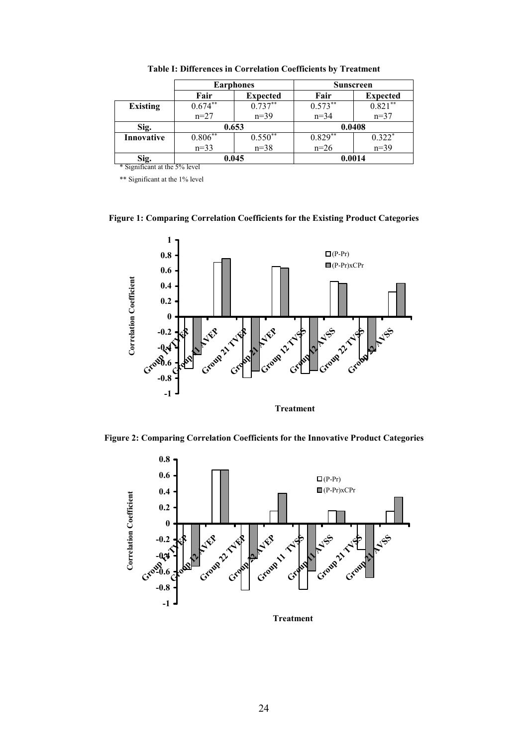**Table I: Differences in Correlation Coefficients by Treatment**

| | Earphones | | Sunscreen | |
|---|---|---|---|---|
| | Fair | Expected | Fair | Expected |
| **Existing** | 0.674** n=27 | 0.737** n=39 | 0.573** n=34 | 0.821** n=37 |
| **Sig.** | 0.653 | | 0.0408 | |
| **Innovative** | 0.806** n=33 | 0.550** n=38 | 0.829** n=26 | 0.322* n=39 |
| **Sig.** | 0.045 | | 0.0014 | |

* Significant at the 5% level

** Significant at the 1% level

**Figure 1: Comparing Correlation Coefficients for the Existing Product Categories**

Correlation Coefficient

1
0.8
0.6
0.4
0.2
0
-0.2
-0.4
-0.6
-0.8
-1

(P-Pr)
(P-Pr)xCPr

Group 11 TVEP
Group 11 AVEP
Group 21 TVEP
Group 21 AVEP
Group 12 TVSS
Group 12 AVSS
Group 22 TVSS
Group 22 AVSS

Treatment

**Figure 2: Comparing Correlation Coefficients for the Innovative Product Categories**

Correlation Coefficient

0.8
0.6
0.4
0.2
0
-0.2
-0.4
-0.6
-0.8
-1

(P-Pr)
(P-Pr)xCPr

Group 12 TVEP
Group 12 AVEP
Group 22 TVEP
Group 22 AVEP
Group 11 TVSS
Group 11 AVSS
Group 21 TVSS
Group 21 AVSS

Treatment